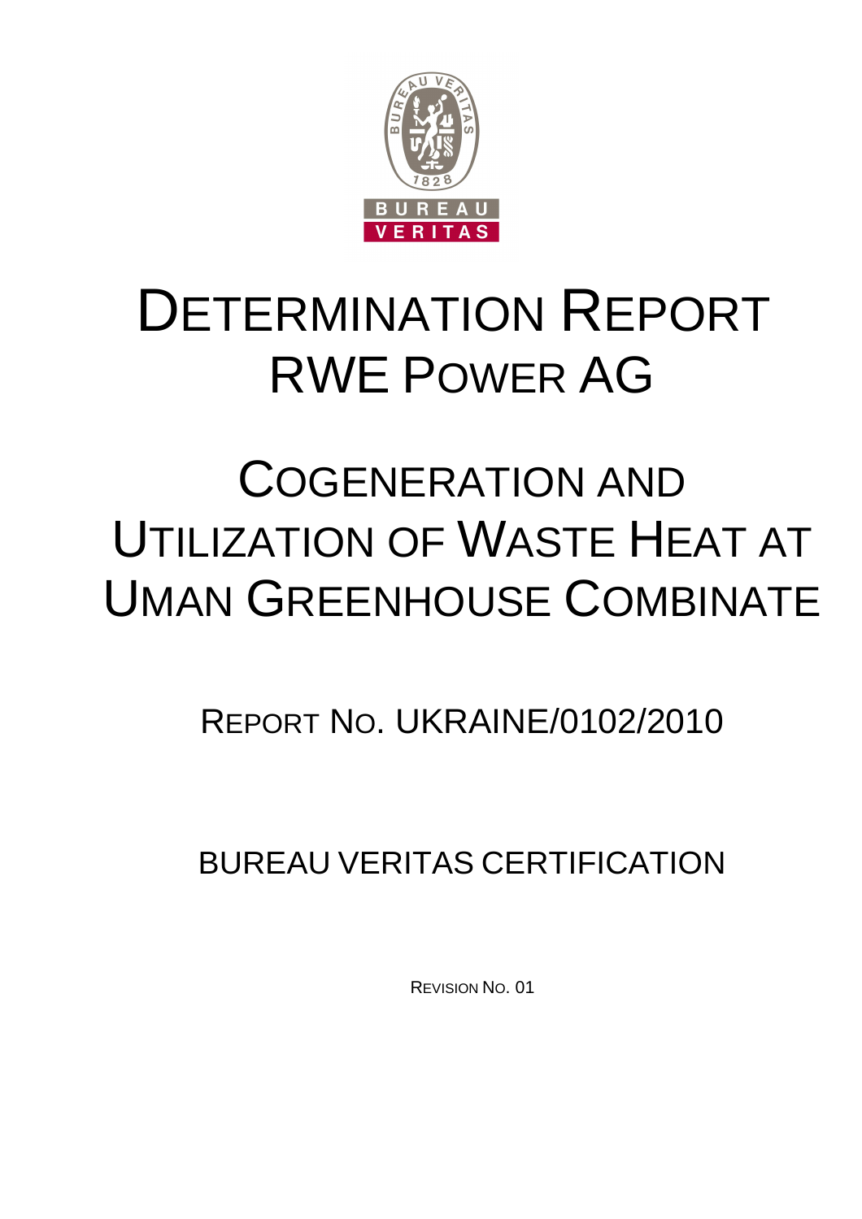BUREAU VERITAS

# DETERMINATION REPORT
# RWE POWER AG

# COGENERATION AND UTILIZATION OF WASTE HEAT AT UMAN GREENHOUSE COMBINATE

## REPORT NO. UKRAINE/0102/2010

## BUREAU VERITAS CERTIFICATION

REVISION NO. 01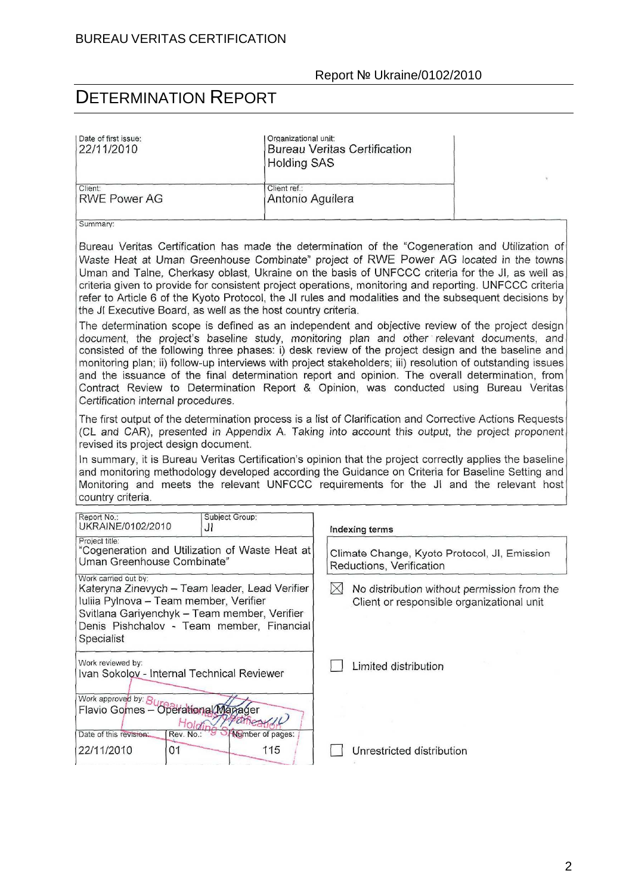BUREAU VERITAS CERTIFICATION

Report № Ukraine/0102/2010

# DETERMINATION REPORT

| Date of first issue: 22/11/2010 | Organizational unit: Bureau Veritas Certification Holding SAS |
|---|---|
| Client: RWE Power AG | Client ref.: Antonio Aguilera |

Summary:

Bureau Veritas Certification has made the determination of the "Cogeneration and Utilization of Waste Heat at Uman Greenhouse Combinate" project of RWE Power AG located in the towns Uman and Talne, Cherkasy oblast, Ukraine on the basis of UNFCCC criteria for the JI, as well as criteria given to provide for consistent project operations, monitoring and reporting. UNFCCC criteria refer to Article 6 of the Kyoto Protocol, the JI rules and modalities and the subsequent decisions by the JI Executive Board, as well as the host country criteria.

The determination scope is defined as an independent and objective review of the project design document, the project's baseline study, monitoring plan and other relevant documents, and consisted of the following three phases: i) desk review of the project design and the baseline and monitoring plan; ii) follow-up interviews with project stakeholders; iii) resolution of outstanding issues and the issuance of the final determination report and opinion. The overall determination, from Contract Review to Determination Report & Opinion, was conducted using Bureau Veritas Certification internal procedures.

The first output of the determination process is a list of Clarification and Corrective Actions Requests (CL and CAR), presented in Appendix A. Taking into account this output, the project proponent revised its project design document.

In summary, it is Bureau Veritas Certification's opinion that the project correctly applies the baseline and monitoring methodology developed according the Guidance on Criteria for Baseline Setting and Monitoring and meets the relevant UNFCCC requirements for the JI and the relevant host country criteria.

| Report No.: UKRAINE/0102/2010 | Subject Group: JI | Indexing terms |
|---|---|---|
| Project title: "Cogeneration and Utilization of Waste Heat at Uman Greenhouse Combinate" | | Climate Change, Kyoto Protocol, JI, Emission Reductions, Verification |
| Work carried out by: Kateryna Zinevych – Team leader, Lead Verifier; Iuliia Pylnova – Team member, Verifier; Svitlana Gariyenchyk – Team member, Verifier; Denis Pishchalov - Team member, Financial Specialist | | ☒ No distribution without permission from the Client or responsible organizational unit |
| Work reviewed by: Ivan Sokolov - Internal Technical Reviewer | | ☐ Limited distribution |
| Work approved by: Flavio Gomes – Operational Manager | | |
| Date of this revision: 22/11/2010 | Rev. No.: 01; Number of pages: 115 | ☐ Unrestricted distribution |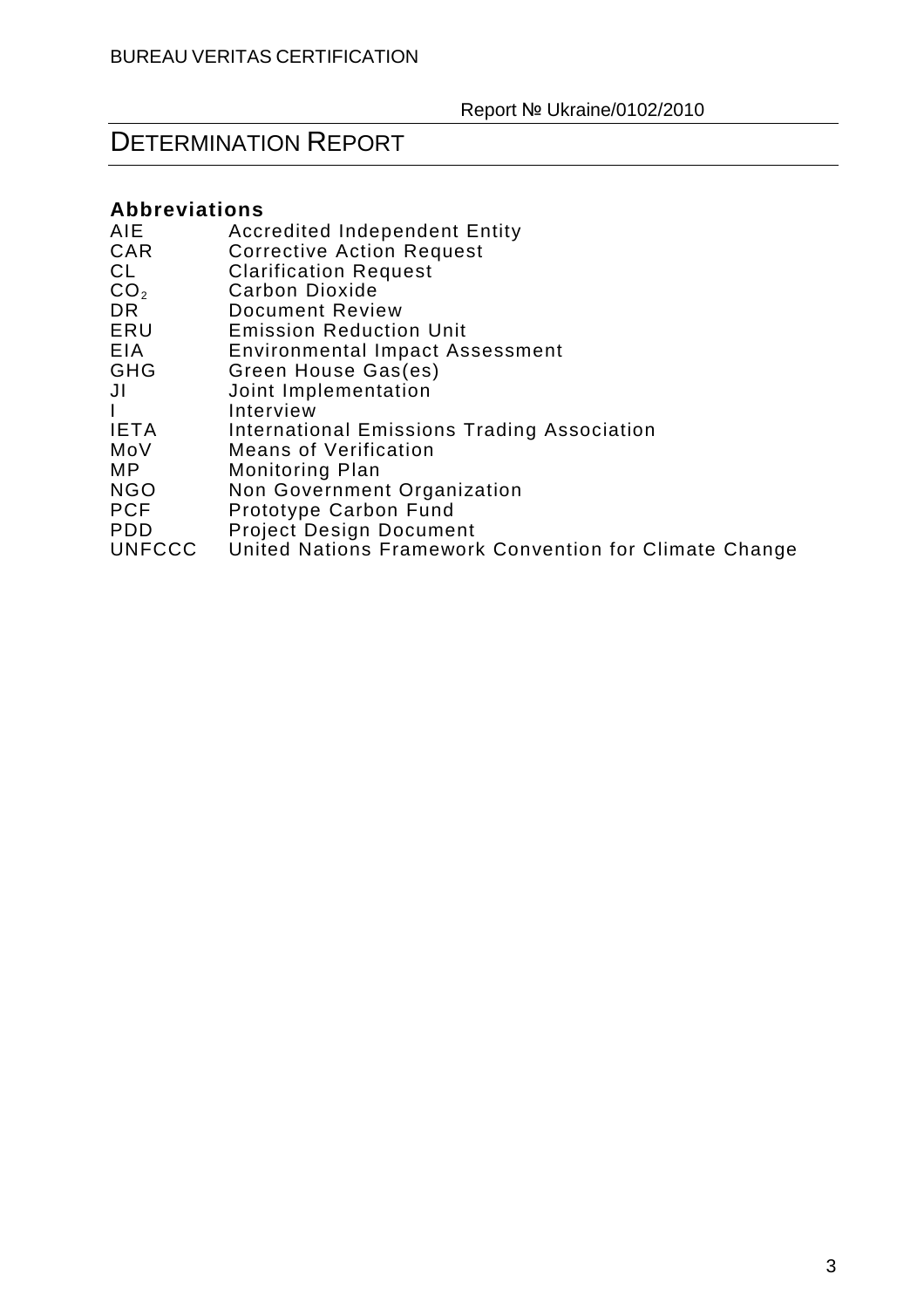## Abbreviations

| | |
|---|---|
| AIE | Accredited Independent Entity |
| CAR | Corrective Action Request |
| CL | Clarification Request |
| $CO_2$ | Carbon Dioxide |
| DR | Document Review |
| ERU | Emission Reduction Unit |
| EIA | Environmental Impact Assessment |
| GHG | Green House Gas(es) |
| JI | Joint Implementation |
| I | Interview |
| IETA | International Emissions Trading Association |
| MoV | Means of Verification |
| MP | Monitoring Plan |
| NGO | Non Government Organization |
| PCF | Prototype Carbon Fund |
| PDD | Project Design Document |
| UNFCCC | United Nations Framework Convention for Climate Change |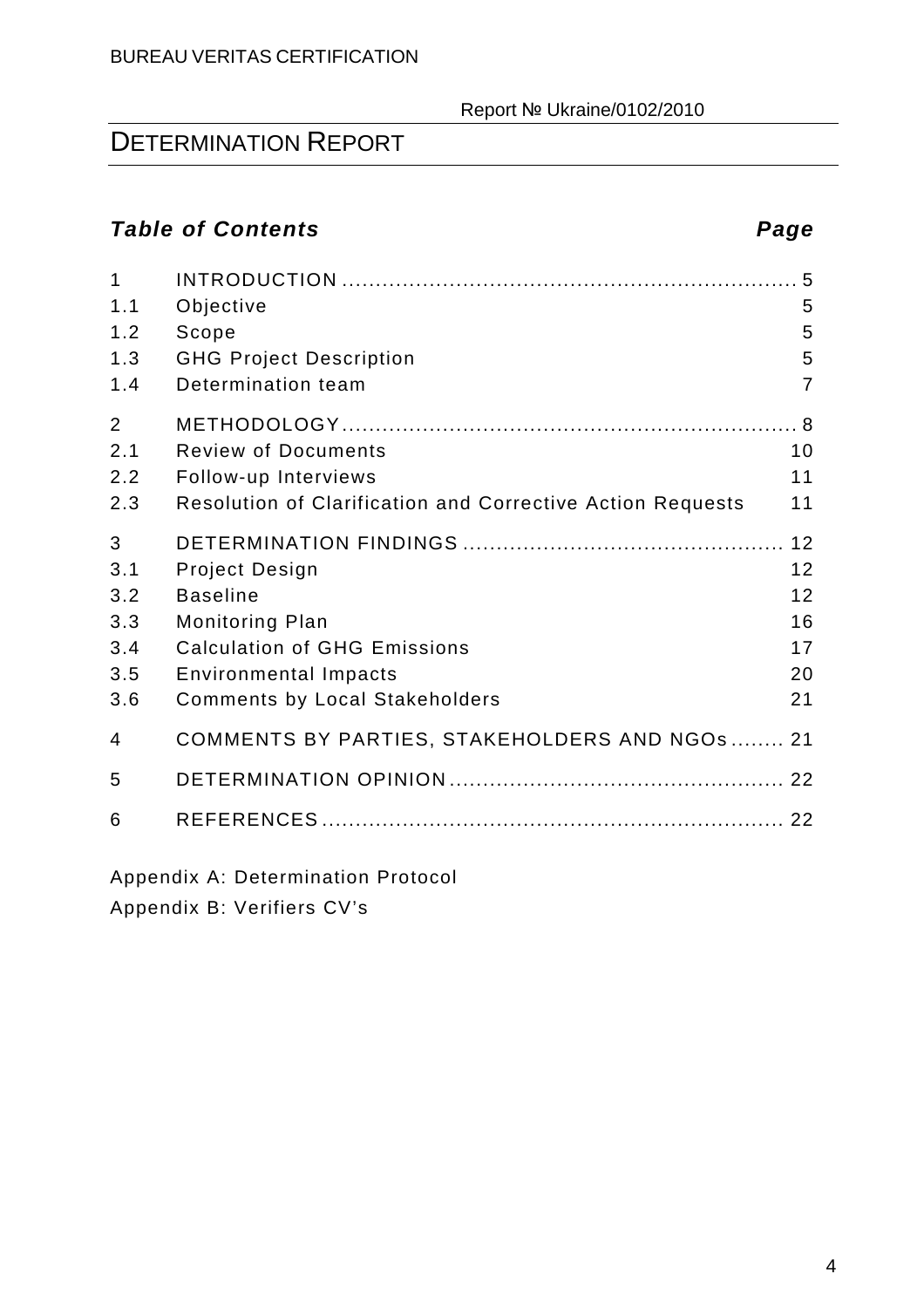# DETERMINATION REPORT

***Table of Contents*** ***Page***

| | | |
|---|---|---|
| 1 | INTRODUCTION | 5 |
| 1.1 | Objective | 5 |
| 1.2 | Scope | 5 |
| 1.3 | GHG Project Description | 5 |
| 1.4 | Determination team | 7 |
| 2 | METHODOLOGY | 8 |
| 2.1 | Review of Documents | 10 |
| 2.2 | Follow-up Interviews | 11 |
| 2.3 | Resolution of Clarification and Corrective Action Requests | 11 |
| 3 | DETERMINATION FINDINGS | 12 |
| 3.1 | Project Design | 12 |
| 3.2 | Baseline | 12 |
| 3.3 | Monitoring Plan | 16 |
| 3.4 | Calculation of GHG Emissions | 17 |
| 3.5 | Environmental Impacts | 20 |
| 3.6 | Comments by Local Stakeholders | 21 |
| 4 | COMMENTS BY PARTIES, STAKEHOLDERS AND NGOs | 21 |
| 5 | DETERMINATION OPINION | 22 |
| 6 | REFERENCES | 22 |

Appendix A: Determination Protocol

Appendix B: Verifiers CV's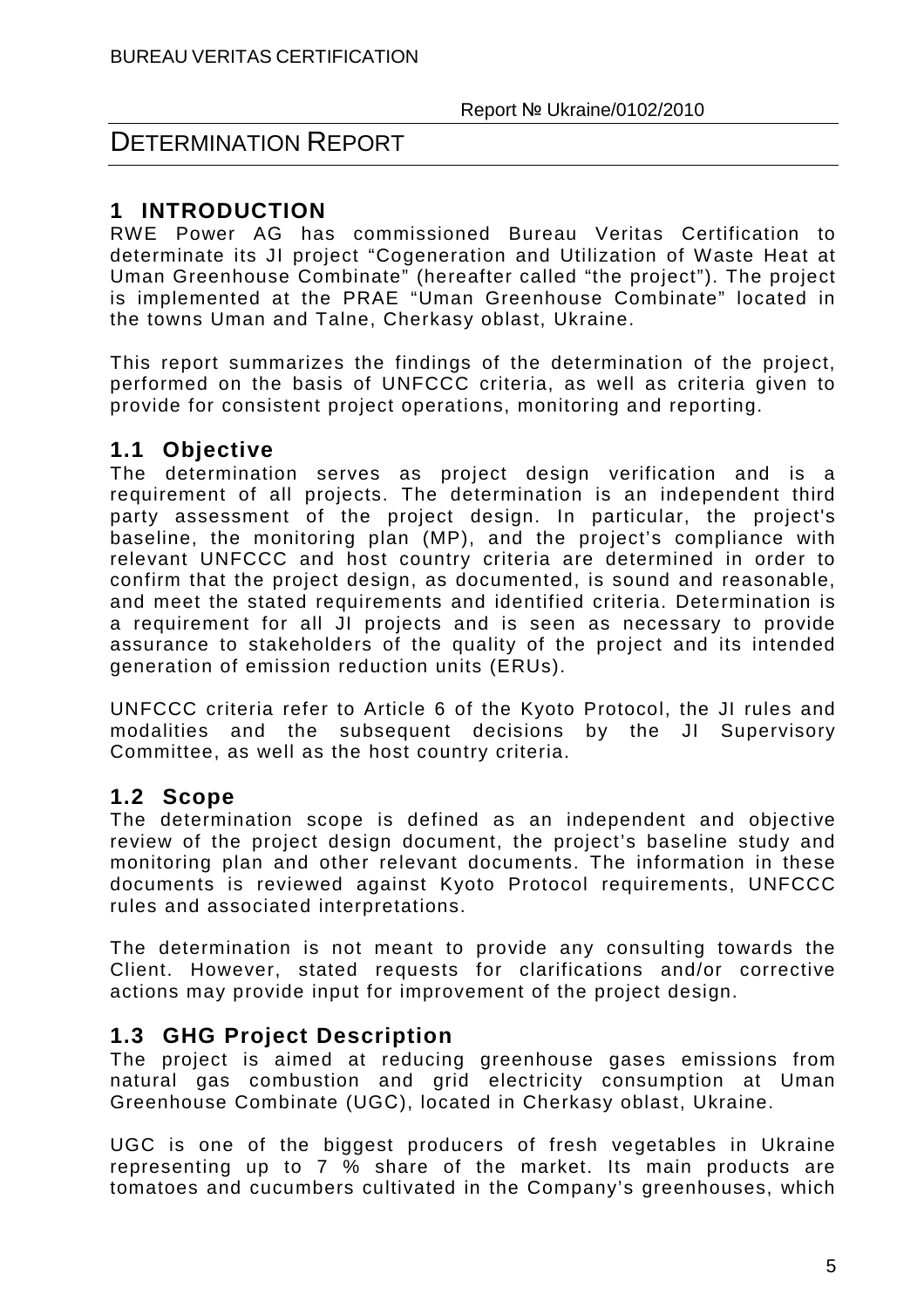# DETERMINATION REPORT

## 1 INTRODUCTION

RWE Power AG has commissioned Bureau Veritas Certification to determinate its JI project "Cogeneration and Utilization of Waste Heat at Uman Greenhouse Combinate" (hereafter called "the project"). The project is implemented at the PRAE "Uman Greenhouse Combinate" located in the towns Uman and Talne, Cherkasy oblast, Ukraine.

This report summarizes the findings of the determination of the project, performed on the basis of UNFCCC criteria, as well as criteria given to provide for consistent project operations, monitoring and reporting.

### 1.1 Objective

The determination serves as project design verification and is a requirement of all projects. The determination is an independent third party assessment of the project design. In particular, the project's baseline, the monitoring plan (MP), and the project's compliance with relevant UNFCCC and host country criteria are determined in order to confirm that the project design, as documented, is sound and reasonable, and meet the stated requirements and identified criteria. Determination is a requirement for all JI projects and is seen as necessary to provide assurance to stakeholders of the quality of the project and its intended generation of emission reduction units (ERUs).

UNFCCC criteria refer to Article 6 of the Kyoto Protocol, the JI rules and modalities and the subsequent decisions by the JI Supervisory Committee, as well as the host country criteria.

### 1.2 Scope

The determination scope is defined as an independent and objective review of the project design document, the project's baseline study and monitoring plan and other relevant documents. The information in these documents is reviewed against Kyoto Protocol requirements, UNFCCC rules and associated interpretations.

The determination is not meant to provide any consulting towards the Client. However, stated requests for clarifications and/or corrective actions may provide input for improvement of the project design.

### 1.3 GHG Project Description

The project is aimed at reducing greenhouse gases emissions from natural gas combustion and grid electricity consumption at Uman Greenhouse Combinate (UGC), located in Cherkasy oblast, Ukraine.

UGC is one of the biggest producers of fresh vegetables in Ukraine representing up to 7 % share of the market. Its main products are tomatoes and cucumbers cultivated in the Company's greenhouses, which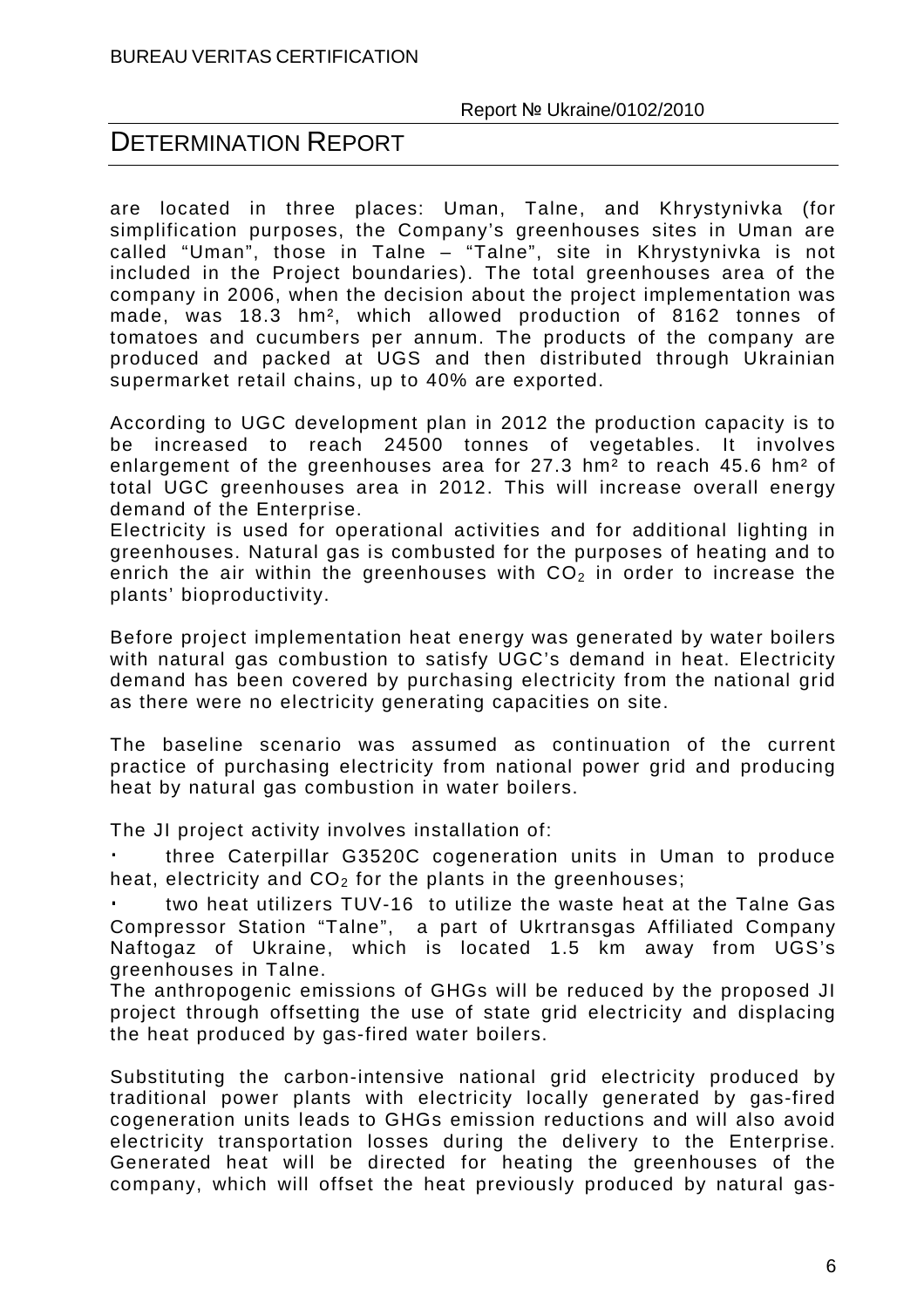are located in three places: Uman, Talne, and Khrystynivka (for simplification purposes, the Company's greenhouses sites in Uman are called "Uman", those in Talne – "Talne", site in Khrystynivka is not included in the Project boundaries). The total greenhouses area of the company in 2006, when the decision about the project implementation was made, was 18.3 hm², which allowed production of 8162 tonnes of tomatoes and cucumbers per annum. The products of the company are produced and packed at UGS and then distributed through Ukrainian supermarket retail chains, up to 40% are exported.

According to UGC development plan in 2012 the production capacity is to be increased to reach 24500 tonnes of vegetables. It involves enlargement of the greenhouses area for 27.3 hm² to reach 45.6 hm² of total UGC greenhouses area in 2012. This will increase overall energy demand of the Enterprise.
Electricity is used for operational activities and for additional lighting in greenhouses. Natural gas is combusted for the purposes of heating and to enrich the air within the greenhouses with $CO_2$ in order to increase the plants' bioproductivity.

Before project implementation heat energy was generated by water boilers with natural gas combustion to satisfy UGC's demand in heat. Electricity demand has been covered by purchasing electricity from the national grid as there were no electricity generating capacities on site.

The baseline scenario was assumed as continuation of the current practice of purchasing electricity from national power grid and producing heat by natural gas combustion in water boilers.

The JI project activity involves installation of:

- three Caterpillar G3520C cogeneration units in Uman to produce heat, electricity and $CO_2$ for the plants in the greenhouses;
- two heat utilizers TUV-16 to utilize the waste heat at the Talne Gas Compressor Station "Talne", a part of Ukrtransgas Affiliated Company Naftogaz of Ukraine, which is located 1.5 km away from UGS's greenhouses in Talne.

The anthropogenic emissions of GHGs will be reduced by the proposed JI project through offsetting the use of state grid electricity and displacing the heat produced by gas-fired water boilers.

Substituting the carbon-intensive national grid electricity produced by traditional power plants with electricity locally generated by gas-fired cogeneration units leads to GHGs emission reductions and will also avoid electricity transportation losses during the delivery to the Enterprise. Generated heat will be directed for heating the greenhouses of the company, which will offset the heat previously produced by natural gas-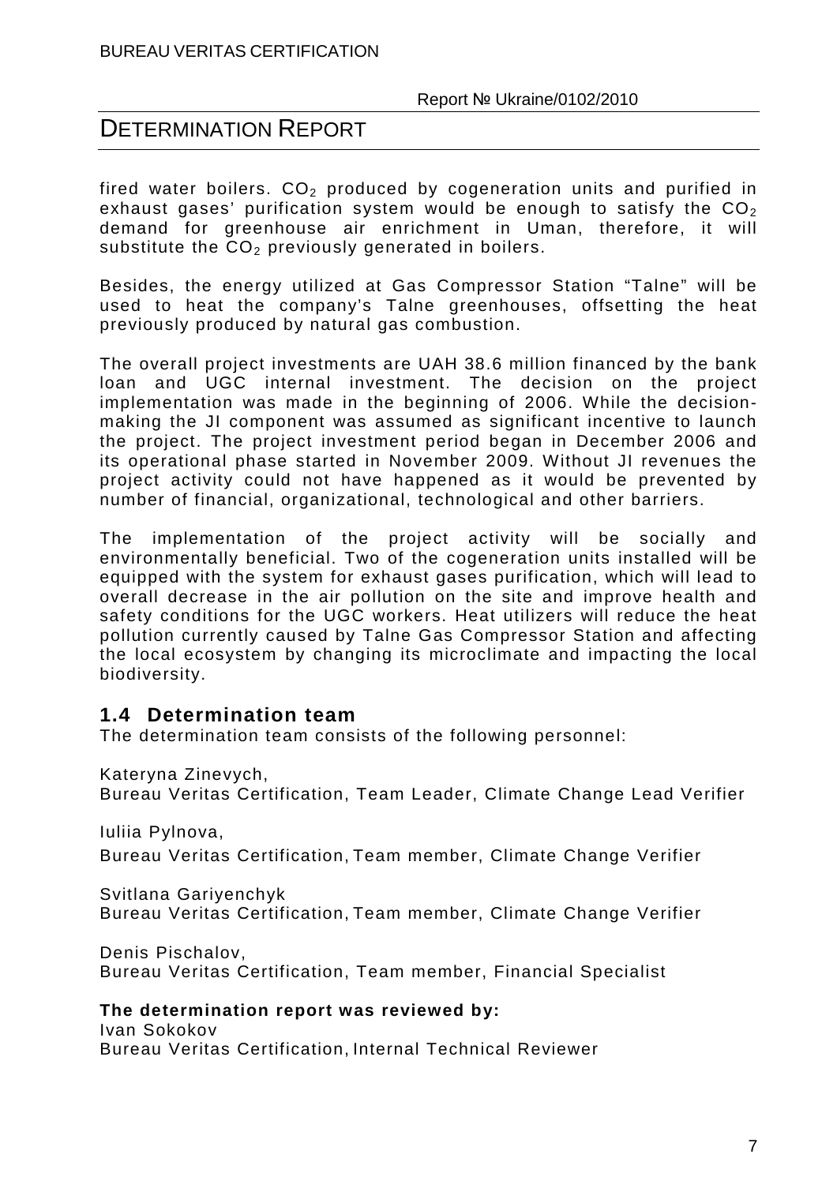fired water boilers. $CO_2$ produced by cogeneration units and purified in exhaust gases' purification system would be enough to satisfy the $CO_2$ demand for greenhouse air enrichment in Uman, therefore, it will substitute the $CO_2$ previously generated in boilers.

Besides, the energy utilized at Gas Compressor Station "Talne" will be used to heat the company's Talne greenhouses, offsetting the heat previously produced by natural gas combustion.

The overall project investments are UAH 38.6 million financed by the bank loan and UGC internal investment. The decision on the project implementation was made in the beginning of 2006. While the decision-making the JI component was assumed as significant incentive to launch the project. The project investment period began in December 2006 and its operational phase started in November 2009. Without JI revenues the project activity could not have happened as it would be prevented by number of financial, organizational, technological and other barriers.

The implementation of the project activity will be socially and environmentally beneficial. Two of the cogeneration units installed will be equipped with the system for exhaust gases purification, which will lead to overall decrease in the air pollution on the site and improve health and safety conditions for the UGC workers. Heat utilizers will reduce the heat pollution currently caused by Talne Gas Compressor Station and affecting the local ecosystem by changing its microclimate and impacting the local biodiversity.

## 1.4 Determination team

The determination team consists of the following personnel:

Kateryna Zinevych,
Bureau Veritas Certification, Team Leader, Climate Change Lead Verifier

Iuliia Pylnova,
Bureau Veritas Certification, Team member, Climate Change Verifier

Svitlana Gariyenchyk
Bureau Veritas Certification, Team member, Climate Change Verifier

Denis Pischalov,
Bureau Veritas Certification, Team member, Financial Specialist

**The determination report was reviewed by:**
Ivan Sokokov
Bureau Veritas Certification, Internal Technical Reviewer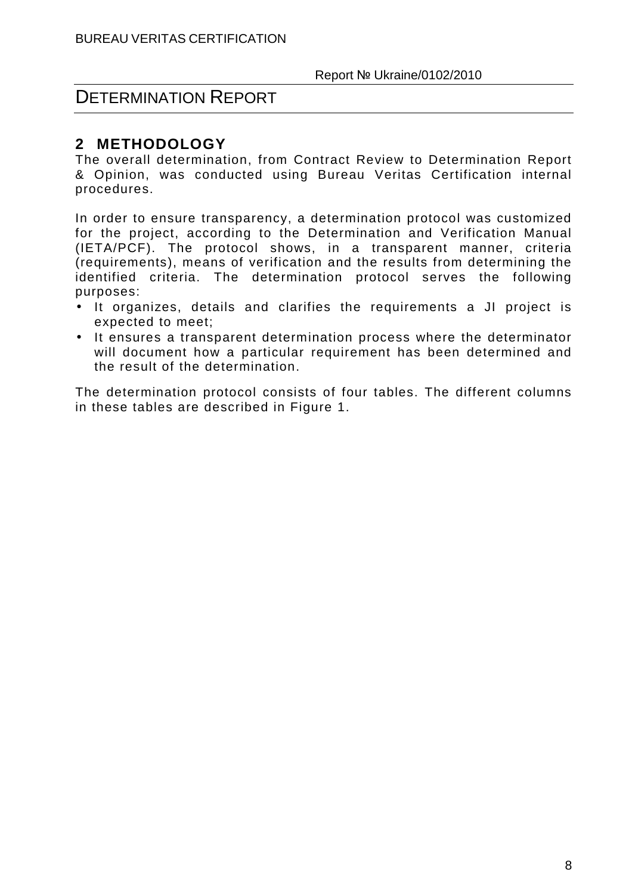## 2 METHODOLOGY

The overall determination, from Contract Review to Determination Report & Opinion, was conducted using Bureau Veritas Certification internal procedures.

In order to ensure transparency, a determination protocol was customized for the project, according to the Determination and Verification Manual (IETA/PCF). The protocol shows, in a transparent manner, criteria (requirements), means of verification and the results from determining the identified criteria. The determination protocol serves the following purposes:

- It organizes, details and clarifies the requirements a JI project is expected to meet;
- It ensures a transparent determination process where the determinator will document how a particular requirement has been determined and the result of the determination.

The determination protocol consists of four tables. The different columns in these tables are described in Figure 1.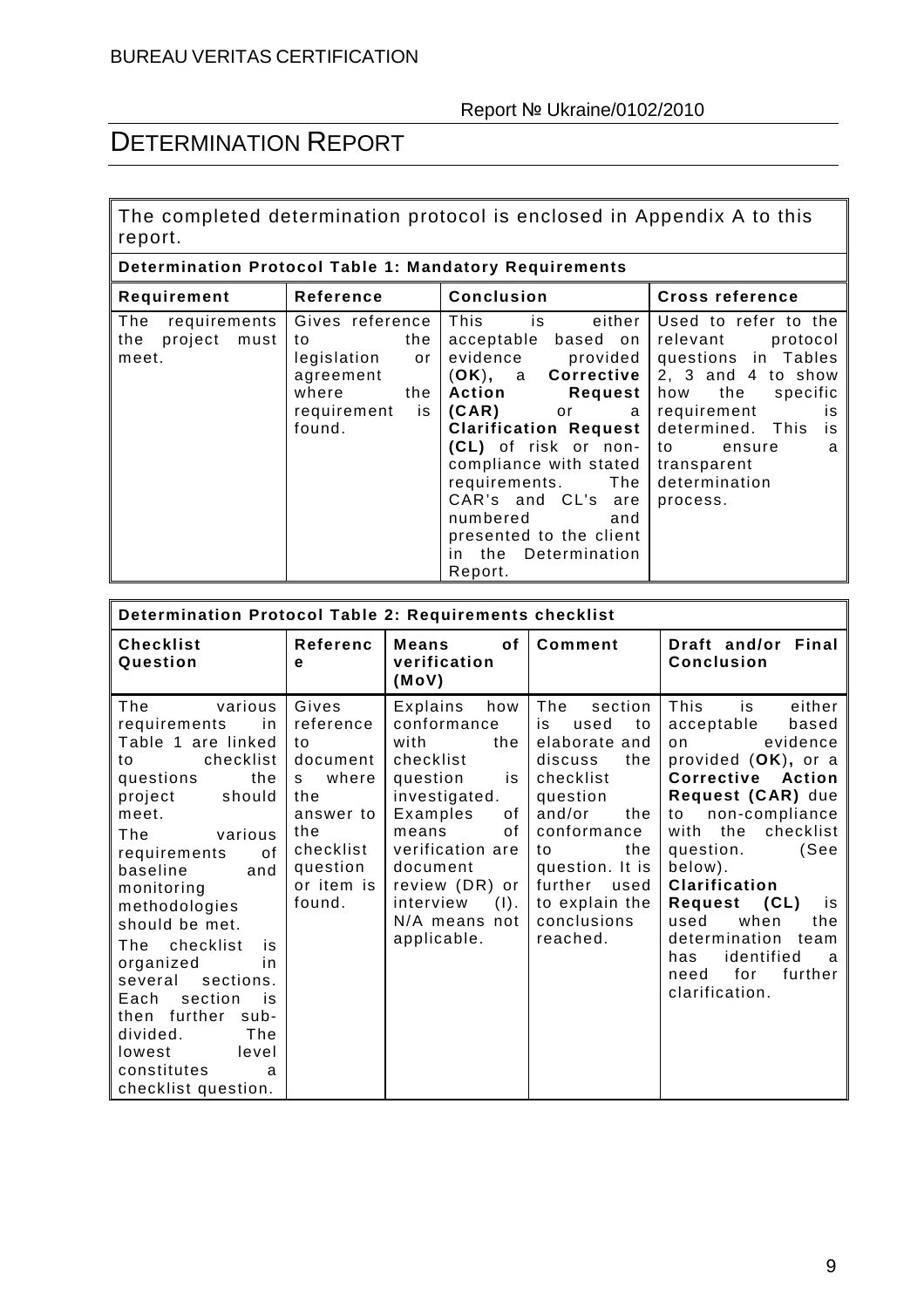The completed determination protocol is enclosed in Appendix A to this report.

| **Determination Protocol Table 1: Mandatory Requirements** | | | |
|---|---|---|---|
| **Requirement** | **Reference** | **Conclusion** | **Cross reference** |
| The requirements the project must meet. | Gives reference to the legislation or agreement where the requirement is found. | This is either acceptable based on evidence provided (**OK**), a **Corrective Action Request (CAR)** or a **Clarification Request (CL)** of risk or non-compliance with stated requirements. The CAR's and CL's are numbered and presented to the client in the Determination Report. | Used to refer to the relevant protocol questions in Tables 2, 3 and 4 to show how the specific requirement is determined. This is to ensure a transparent determination process. |

| **Determination Protocol Table 2: Requirements checklist** | | | | |
|---|---|---|---|---|
| **Checklist Question** | **Reference** | **Means of verification (MoV)** | **Comment** | **Draft and/or Final Conclusion** |
| The various requirements in Table 1 are linked to checklist questions the project should meet. The various requirements of baseline and monitoring methodologies should be met. The checklist is organized in several sections. Each section is then further sub-divided. The lowest level constitutes a checklist question. | Gives reference to documents where the answer to the checklist question or item is found. | Explains how conformance with the checklist question is investigated. Examples of means of verification are document review (DR) or interview (I). N/A means not applicable. | The section is used to elaborate and discuss the checklist question and/or the conformance to the question. It is further used to explain the conclusions reached. | This is either acceptable based on evidence provided (**OK**), or a **Corrective Action Request (CAR)** due to non-compliance with the checklist question. (See below). **Clarification Request (CL)** is used when the determination team has identified a need for further clarification. |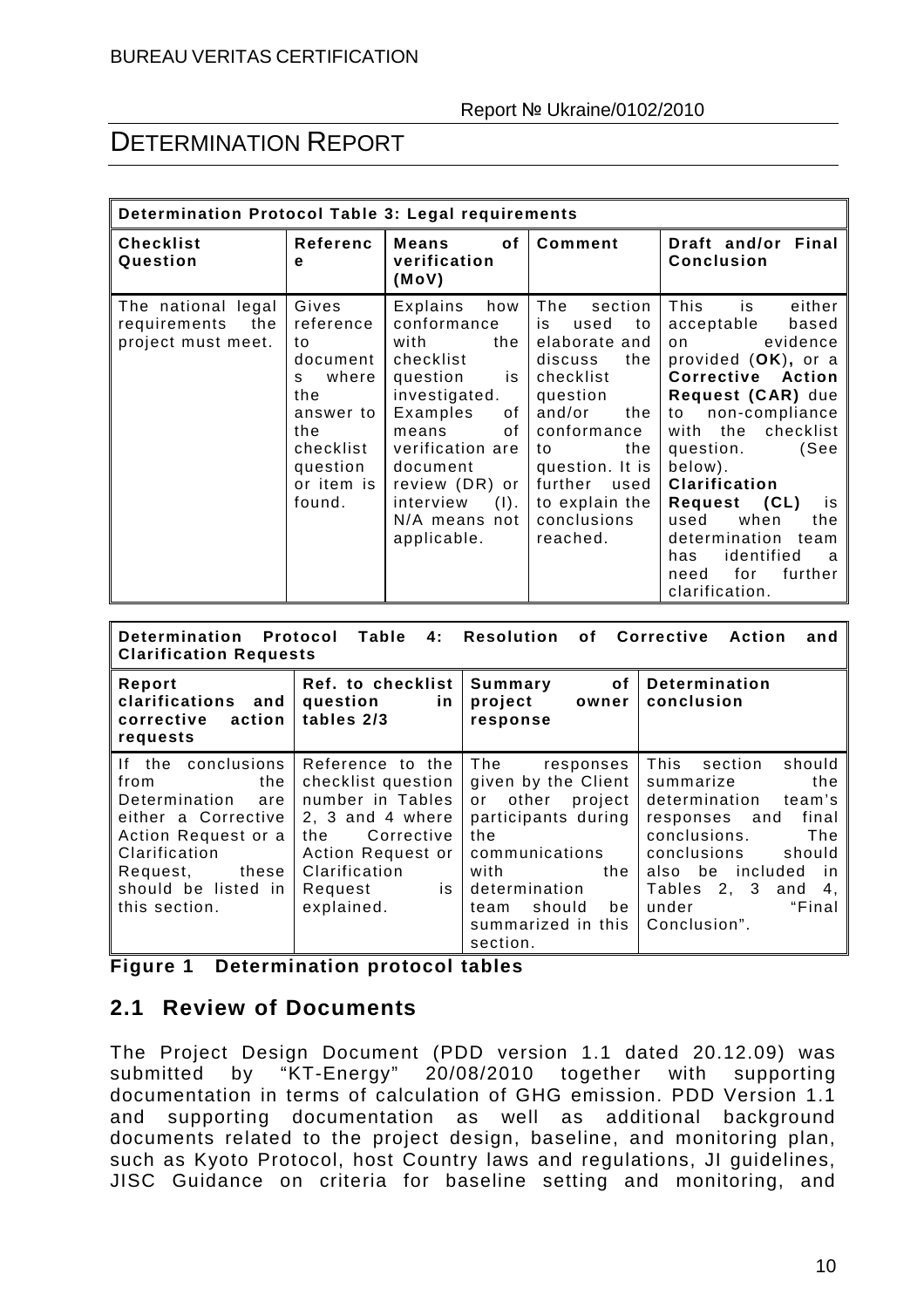| Determination Protocol Table 3: Legal requirements | | | | |
|---|---|---|---|---|
| **Checklist Question** | **Reference** | **Means of verification (MoV)** | **Comment** | **Draft and/or Final Conclusion** |
| The national legal requirements the project must meet. | Gives reference to documents where the answer to the checklist question or item is found. | Explains how conformance with the checklist question is investigated. Examples of means of verification are document review (DR) or interview (I). N/A means not applicable. | The section is used to elaborate and discuss the checklist question and/or the conformance to the question. It is further used to explain the conclusions reached. | This is either acceptable based on evidence provided (**OK**), or a **Corrective Action Request (CAR)** due to non-compliance with the checklist question. (See below). **Clarification Request (CL)** is used when the determination team has identified a need for further clarification. |

| Determination Protocol Table 4: Resolution of Corrective Action and Clarification Requests | | | |
|---|---|---|---|
| **Report clarifications and corrective action requests** | **Ref. to checklist question in tables 2/3** | **Summary of project owner response** | **Determination conclusion** |
| If the conclusions from the Determination are either a Corrective Action Request or a Clarification Request, these should be listed in this section. | Reference to the checklist question number in Tables 2, 3 and 4 where the Corrective Action Request or Clarification Request is explained. | The responses given by the Client or other project participants during the communications with the determination team should be summarized in this section. | This section should summarize the determination team's responses and final conclusions. The conclusions should also be included in Tables 2, 3 and 4, under "Final Conclusion". |

**Figure 1 Determination protocol tables**

## 2.1 Review of Documents

The Project Design Document (PDD version 1.1 dated 20.12.09) was submitted by "KT-Energy" 20/08/2010 together with supporting documentation in terms of calculation of GHG emission. PDD Version 1.1 and supporting documentation as well as additional background documents related to the project design, baseline, and monitoring plan, such as Kyoto Protocol, host Country laws and regulations, JI guidelines, JISC Guidance on criteria for baseline setting and monitoring, and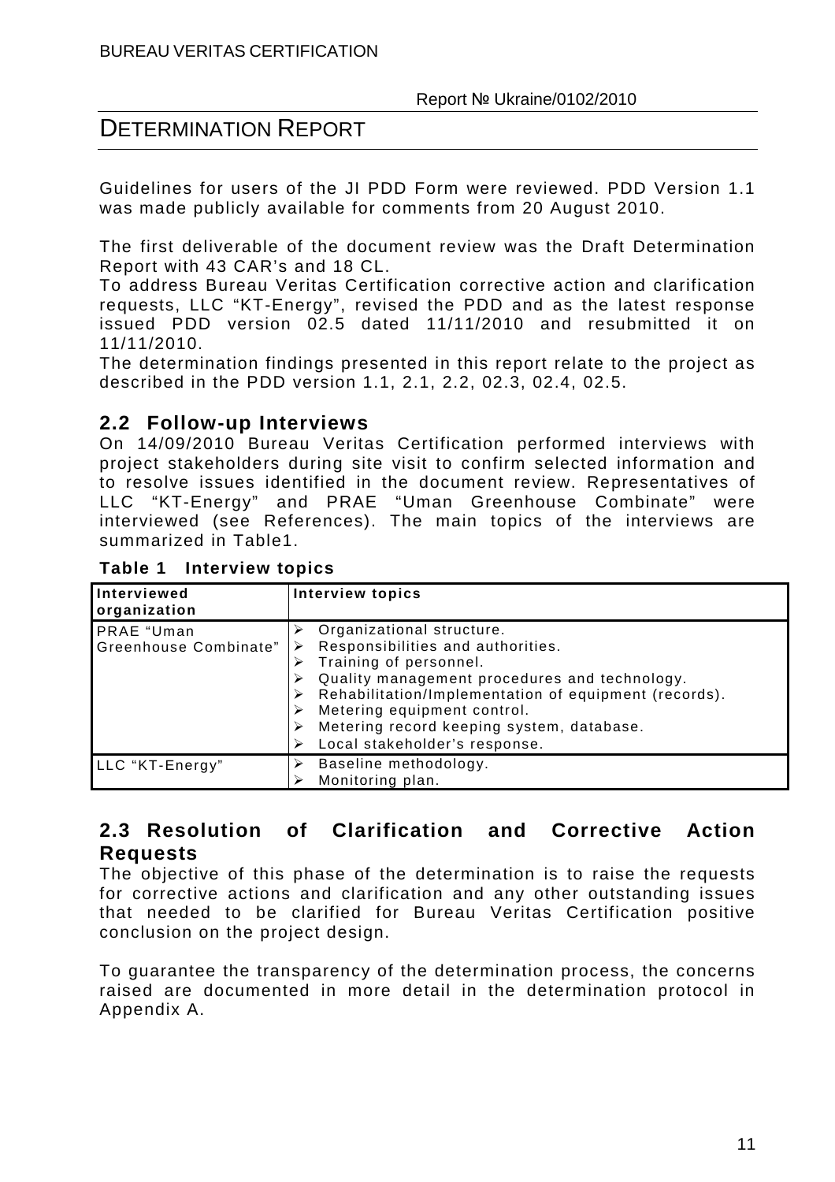Guidelines for users of the JI PDD Form were reviewed. PDD Version 1.1 was made publicly available for comments from 20 August 2010.

The first deliverable of the document review was the Draft Determination Report with 43 CAR's and 18 CL.
To address Bureau Veritas Certification corrective action and clarification requests, LLC "KT-Energy", revised the PDD and as the latest response issued PDD version 02.5 dated 11/11/2010 and resubmitted it on 11/11/2010.
The determination findings presented in this report relate to the project as described in the PDD version 1.1, 2.1, 2.2, 02.3, 02.4, 02.5.

## 2.2 Follow-up Interviews

On 14/09/2010 Bureau Veritas Certification performed interviews with project stakeholders during site visit to confirm selected information and to resolve issues identified in the document review. Representatives of LLC "KT-Energy" and PRAE "Uman Greenhouse Combinate" were interviewed (see References). The main topics of the interviews are summarized in Table1.

**Table 1 Interview topics**

| Interviewed organization | Interview topics |
|---|---|
| PRAE "Uman Greenhouse Combinate" | ➢ Organizational structure.<br>➢ Responsibilities and authorities.<br>➢ Training of personnel.<br>➢ Quality management procedures and technology.<br>➢ Rehabilitation/Implementation of equipment (records).<br>➢ Metering equipment control.<br>➢ Metering record keeping system, database.<br>➢ Local stakeholder's response. |
| LLC "KT-Energy" | ➢ Baseline methodology.<br>➢ Monitoring plan. |

## 2.3 Resolution of Clarification and Corrective Action Requests

The objective of this phase of the determination is to raise the requests for corrective actions and clarification and any other outstanding issues that needed to be clarified for Bureau Veritas Certification positive conclusion on the project design.

To guarantee the transparency of the determination process, the concerns raised are documented in more detail in the determination protocol in Appendix A.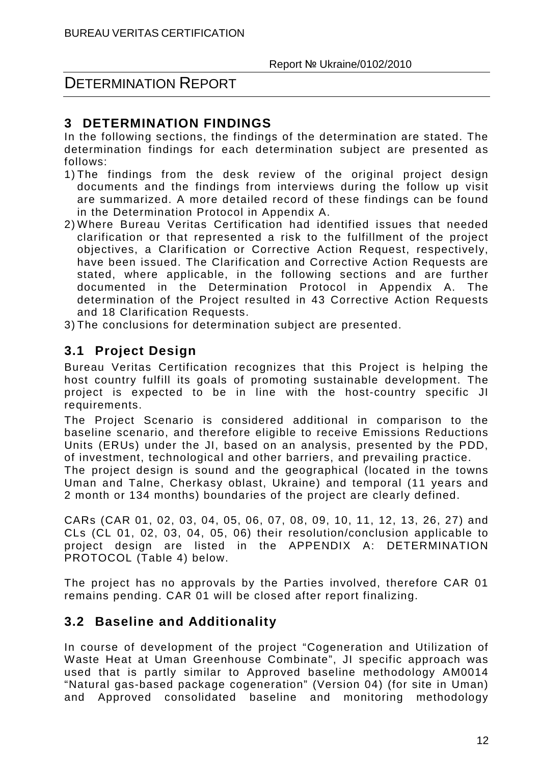## 3 DETERMINATION FINDINGS

In the following sections, the findings of the determination are stated. The determination findings for each determination subject are presented as follows:

1) The findings from the desk review of the original project design documents and the findings from interviews during the follow up visit are summarized. A more detailed record of these findings can be found in the Determination Protocol in Appendix A.
2) Where Bureau Veritas Certification had identified issues that needed clarification or that represented a risk to the fulfillment of the project objectives, a Clarification or Corrective Action Request, respectively, have been issued. The Clarification and Corrective Action Requests are stated, where applicable, in the following sections and are further documented in the Determination Protocol in Appendix A. The determination of the Project resulted in 43 Corrective Action Requests and 18 Clarification Requests.
3) The conclusions for determination subject are presented.

### 3.1 Project Design

Bureau Veritas Certification recognizes that this Project is helping the host country fulfill its goals of promoting sustainable development. The project is expected to be in line with the host-country specific JI requirements.

The Project Scenario is considered additional in comparison to the baseline scenario, and therefore eligible to receive Emissions Reductions Units (ERUs) under the JI, based on an analysis, presented by the PDD, of investment, technological and other barriers, and prevailing practice.

The project design is sound and the geographical (located in the towns Uman and Talne, Cherkasy oblast, Ukraine) and temporal (11 years and 2 month or 134 months) boundaries of the project are clearly defined.

CARs (CAR 01, 02, 03, 04, 05, 06, 07, 08, 09, 10, 11, 12, 13, 26, 27) and CLs (CL 01, 02, 03, 04, 05, 06) their resolution/conclusion applicable to project design are listed in the APPENDIX A: DETERMINATION PROTOCOL (Table 4) below.

The project has no approvals by the Parties involved, therefore CAR 01 remains pending. CAR 01 will be closed after report finalizing.

### 3.2 Baseline and Additionality

In course of development of the project "Cogeneration and Utilization of Waste Heat at Uman Greenhouse Combinate", JI specific approach was used that is partly similar to Approved baseline methodology AM0014 "Natural gas-based package cogeneration" (Version 04) (for site in Uman) and Approved consolidated baseline and monitoring methodology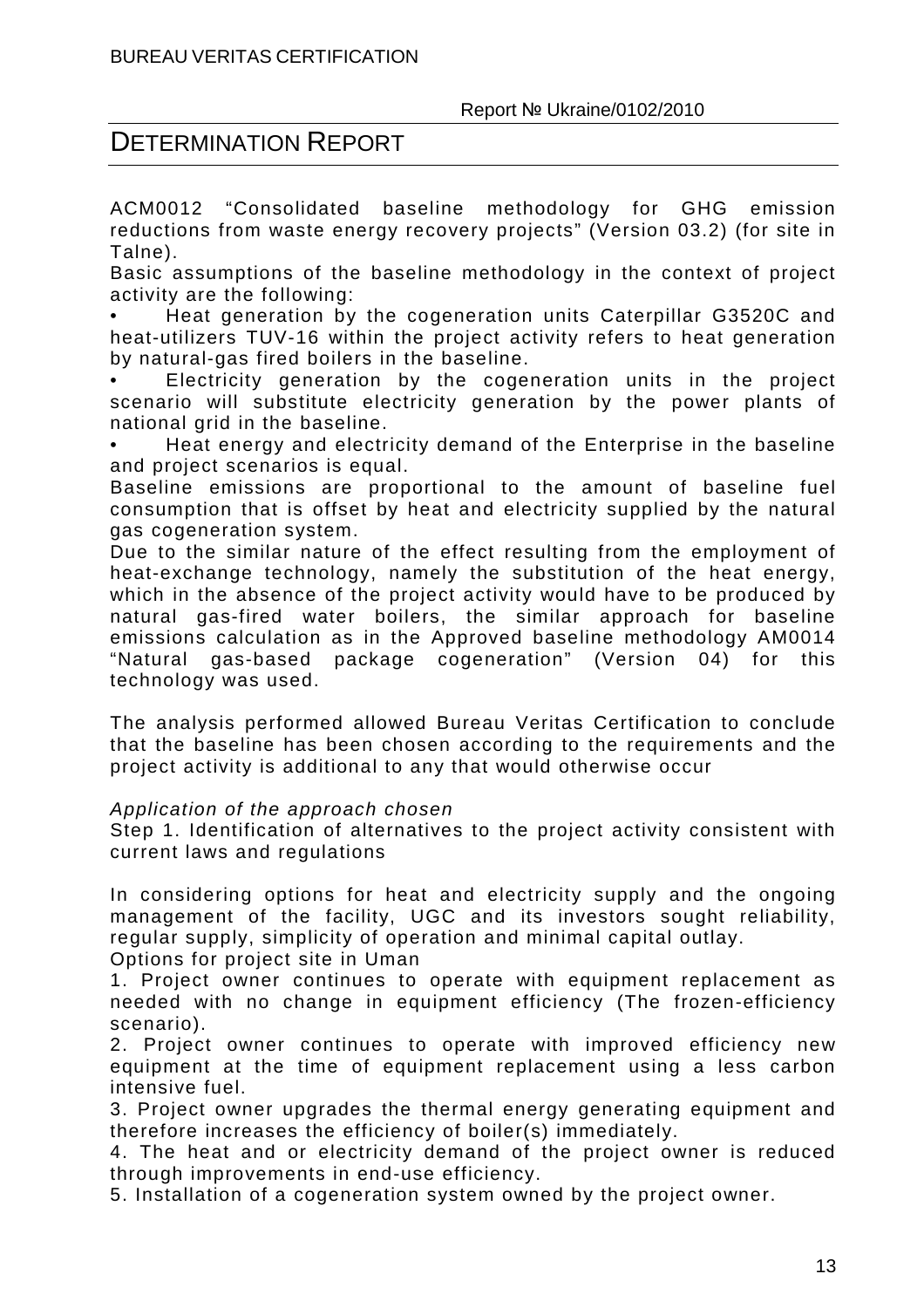ACM0012 “Consolidated baseline methodology for GHG emission reductions from waste energy recovery projects” (Version 03.2) (for site in Talne).

Basic assumptions of the baseline methodology in the context of project activity are the following:

- Heat generation by the cogeneration units Caterpillar G3520C and heat-utilizers TUV-16 within the project activity refers to heat generation by natural-gas fired boilers in the baseline.
- Electricity generation by the cogeneration units in the project scenario will substitute electricity generation by the power plants of national grid in the baseline.
- Heat energy and electricity demand of the Enterprise in the baseline and project scenarios is equal.

Baseline emissions are proportional to the amount of baseline fuel consumption that is offset by heat and electricity supplied by the natural gas cogeneration system.

Due to the similar nature of the effect resulting from the employment of heat-exchange technology, namely the substitution of the heat energy, which in the absence of the project activity would have to be produced by natural gas-fired water boilers, the similar approach for baseline emissions calculation as in the Approved baseline methodology AM0014 “Natural gas-based package cogeneration” (Version 04) for this technology was used.

The analysis performed allowed Bureau Veritas Certification to conclude that the baseline has been chosen according to the requirements and the project activity is additional to any that would otherwise occur

*Application of the approach chosen*

Step 1. Identification of alternatives to the project activity consistent with current laws and regulations

In considering options for heat and electricity supply and the ongoing management of the facility, UGC and its investors sought reliability, regular supply, simplicity of operation and minimal capital outlay.

Options for project site in Uman

1. Project owner continues to operate with equipment replacement as needed with no change in equipment efficiency (The frozen-efficiency scenario).
2. Project owner continues to operate with improved efficiency new equipment at the time of equipment replacement using a less carbon intensive fuel.
3. Project owner upgrades the thermal energy generating equipment and therefore increases the efficiency of boiler(s) immediately.
4. The heat and or electricity demand of the project owner is reduced through improvements in end-use efficiency.
5. Installation of a cogeneration system owned by the project owner.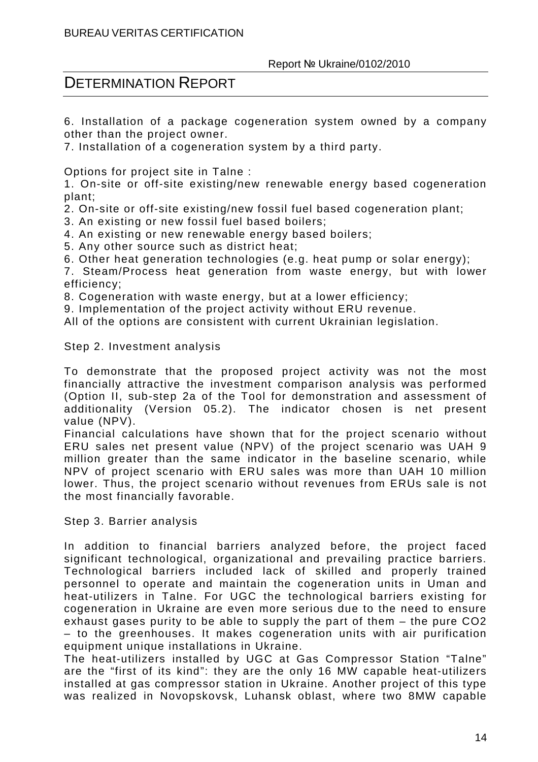6. Installation of a package cogeneration system owned by a company other than the project owner.
7. Installation of a cogeneration system by a third party.

Options for project site in Talne :
1. On-site or off-site existing/new renewable energy based cogeneration plant;
2. On-site or off-site existing/new fossil fuel based cogeneration plant;
3. An existing or new fossil fuel based boilers;
4. An existing or new renewable energy based boilers;
5. Any other source such as district heat;
6. Other heat generation technologies (e.g. heat pump or solar energy);
7. Steam/Process heat generation from waste energy, but with lower efficiency;
8. Cogeneration with waste energy, but at a lower efficiency;
9. Implementation of the project activity without ERU revenue.

All of the options are consistent with current Ukrainian legislation.

Step 2. Investment analysis

To demonstrate that the proposed project activity was not the most financially attractive the investment comparison analysis was performed (Option II, sub-step 2a of the Tool for demonstration and assessment of additionality (Version 05.2). The indicator chosen is net present value (NPV).
Financial calculations have shown that for the project scenario without ERU sales net present value (NPV) of the project scenario was UAH 9 million greater than the same indicator in the baseline scenario, while NPV of project scenario with ERU sales was more than UAH 10 million lower. Thus, the project scenario without revenues from ERUs sale is not the most financially favorable.

Step 3. Barrier analysis

In addition to financial barriers analyzed before, the project faced significant technological, organizational and prevailing practice barriers. Technological barriers included lack of skilled and properly trained personnel to operate and maintain the cogeneration units in Uman and heat-utilizers in Talne. For UGC the technological barriers existing for cogeneration in Ukraine are even more serious due to the need to ensure exhaust gases purity to be able to supply the part of them – the pure $CO_2$ – to the greenhouses. It makes cogeneration units with air purification equipment unique installations in Ukraine.
The heat-utilizers installed by UGC at Gas Compressor Station “Talne” are the “first of its kind”: they are the only 16 MW capable heat-utilizers installed at gas compressor station in Ukraine. Another project of this type was realized in Novopskovsk, Luhansk oblast, where two 8MW capable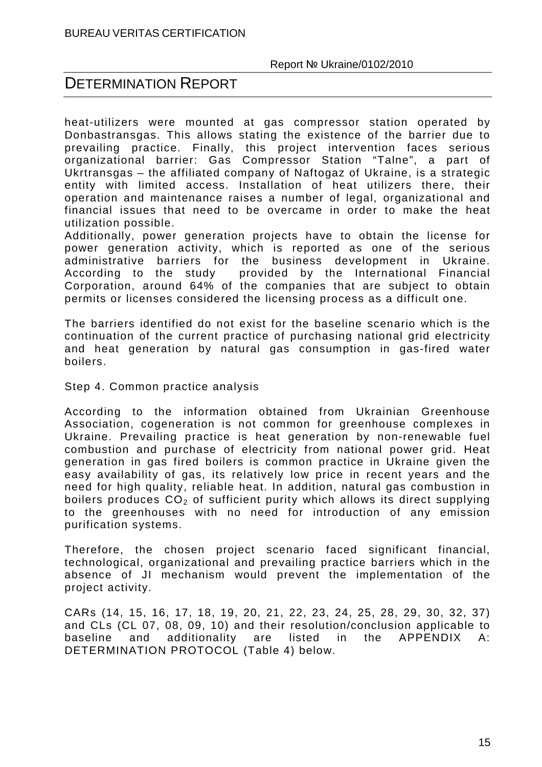heat-utilizers were mounted at gas compressor station operated by Donbastransgas. This allows stating the existence of the barrier due to prevailing practice. Finally, this project intervention faces serious organizational barrier: Gas Compressor Station "Talne", a part of Ukrtransgas – the affiliated company of Naftogaz of Ukraine, is a strategic entity with limited access. Installation of heat utilizers there, their operation and maintenance raises a number of legal, organizational and financial issues that need to be overcame in order to make the heat utilization possible.
Additionally, power generation projects have to obtain the license for power generation activity, which is reported as one of the serious administrative barriers for the business development in Ukraine. According to the study provided by the International Financial Corporation, around 64% of the companies that are subject to obtain permits or licenses considered the licensing process as a difficult one.

The barriers identified do not exist for the baseline scenario which is the continuation of the current practice of purchasing national grid electricity and heat generation by natural gas consumption in gas-fired water boilers.

Step 4. Common practice analysis

According to the information obtained from Ukrainian Greenhouse Association, cogeneration is not common for greenhouse complexes in Ukraine. Prevailing practice is heat generation by non-renewable fuel combustion and purchase of electricity from national power grid. Heat generation in gas fired boilers is common practice in Ukraine given the easy availability of gas, its relatively low price in recent years and the need for high quality, reliable heat. In addition, natural gas combustion in boilers produces $CO_2$ of sufficient purity which allows its direct supplying to the greenhouses with no need for introduction of any emission purification systems.

Therefore, the chosen project scenario faced significant financial, technological, organizational and prevailing practice barriers which in the absence of JI mechanism would prevent the implementation of the project activity.

CARs (14, 15, 16, 17, 18, 19, 20, 21, 22, 23, 24, 25, 28, 29, 30, 32, 37) and CLs (CL 07, 08, 09, 10) and their resolution/conclusion applicable to baseline and additionality are listed in the APPENDIX A: DETERMINATION PROTOCOL (Table 4) below.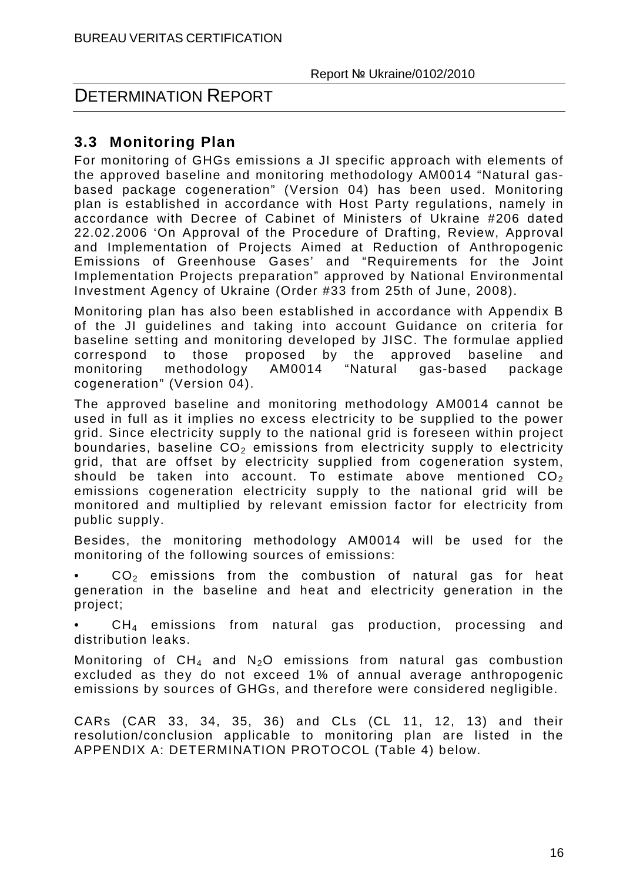## 3.3 Monitoring Plan

For monitoring of GHGs emissions a JI specific approach with elements of the approved baseline and monitoring methodology AM0014 “Natural gas-based package cogeneration” (Version 04) has been used. Monitoring plan is established in accordance with Host Party regulations, namely in accordance with Decree of Cabinet of Ministers of Ukraine #206 dated 22.02.2006 ‘On Approval of the Procedure of Drafting, Review, Approval and Implementation of Projects Aimed at Reduction of Anthropogenic Emissions of Greenhouse Gases’ and “Requirements for the Joint Implementation Projects preparation” approved by National Environmental Investment Agency of Ukraine (Order #33 from 25th of June, 2008).

Monitoring plan has also been established in accordance with Appendix B of the JI guidelines and taking into account Guidance on criteria for baseline setting and monitoring developed by JISC. The formulae applied correspond to those proposed by the approved baseline and monitoring methodology AM0014 “Natural gas-based package cogeneration” (Version 04).

The approved baseline and monitoring methodology AM0014 cannot be used in full as it implies no excess electricity to be supplied to the power grid. Since electricity supply to the national grid is foreseen within project boundaries, baseline $CO_2$ emissions from electricity supply to electricity grid, that are offset by electricity supplied from cogeneration system, should be taken into account. To estimate above mentioned $CO_2$ emissions cogeneration electricity supply to the national grid will be monitored and multiplied by relevant emission factor for electricity from public supply.

Besides, the monitoring methodology AM0014 will be used for the monitoring of the following sources of emissions:

- $CO_2$ emissions from the combustion of natural gas for heat generation in the baseline and heat and electricity generation in the project;
- $CH_4$ emissions from natural gas production, processing and distribution leaks.

Monitoring of $CH_4$ and $N_2O$ emissions from natural gas combustion excluded as they do not exceed 1% of annual average anthropogenic emissions by sources of GHGs, and therefore were considered negligible.

CARs (CAR 33, 34, 35, 36) and CLs (CL 11, 12, 13) and their resolution/conclusion applicable to monitoring plan are listed in the APPENDIX A: DETERMINATION PROTOCOL (Table 4) below.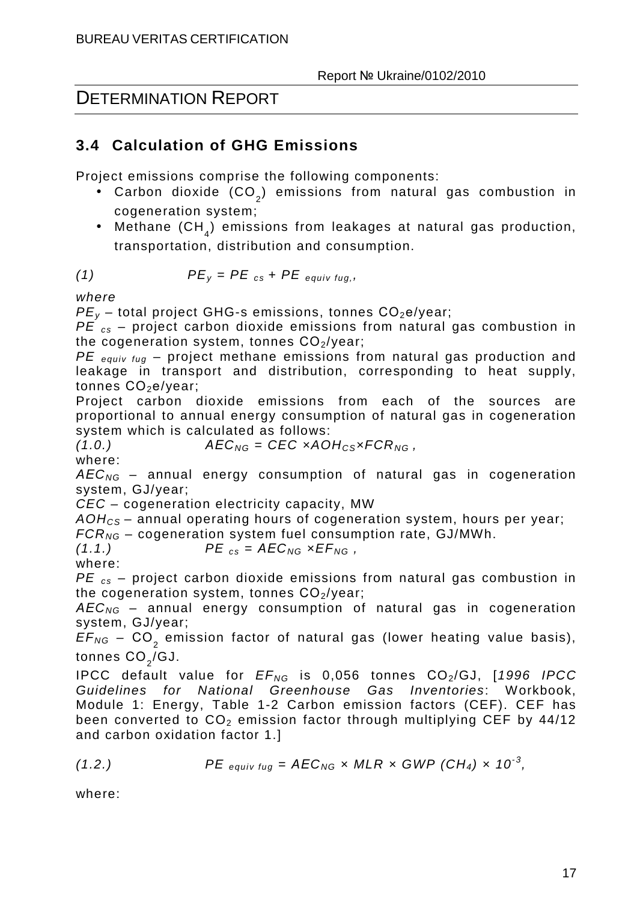## 3.4 Calculation of GHG Emissions

Project emissions comprise the following components:

- Carbon dioxide ($CO_2$) emissions from natural gas combustion in cogeneration system;
- Methane ($CH_4$) emissions from leakages at natural gas production, transportation, distribution and consumption.

(1) $$PE_y = PE_{cs} + PE_{equiv\ fug},$$

*where*

$PE_y$ – total project GHG-s emissions, tonnes $CO_2$e/year;
$PE_{cs}$ – project carbon dioxide emissions from natural gas combustion in the cogeneration system, tonnes $CO_2$/year;
$PE_{equiv\ fug}$ – project methane emissions from natural gas production and leakage in transport and distribution, corresponding to heat supply, tonnes $CO_2$e/year;

Project carbon dioxide emissions from each of the sources are proportional to annual energy consumption of natural gas in cogeneration system which is calculated as follows:

(1.0.) $$AEC_{NG} = CEC \times AOH_{CS} \times FCR_{NG},$$

where:

$AEC_{NG}$ – annual energy consumption of natural gas in cogeneration system, GJ/year;
$CEC$ – cogeneration electricity capacity, MW
$AOH_{CS}$ – annual operating hours of cogeneration system, hours per year;
$FCR_{NG}$ – cogeneration system fuel consumption rate, GJ/MWh.

(1.1.) $$PE_{cs} = AEC_{NG} \times EF_{NG},$$

where:

$PE_{cs}$ – project carbon dioxide emissions from natural gas combustion in the cogeneration system, tonnes $CO_2$/year;
$AEC_{NG}$ – annual energy consumption of natural gas in cogeneration system, GJ/year;
$EF_{NG}$ – $CO_2$ emission factor of natural gas (lower heating value basis), tonnes $CO_2$/GJ.

IPCC default value for $EF_{NG}$ is 0,056 tonnes $CO_2$/GJ, [*1996 IPCC Guidelines for National Greenhouse Gas Inventories*: Workbook, Module 1: Energy, Table 1-2 Carbon emission factors (CEF). CEF has been converted to $CO_2$ emission factor through multiplying CEF by 44/12 and carbon oxidation factor 1.]

(1.2.) $$PE_{equiv\ fug} = AEC_{NG} \times MLR \times GWP\ (CH_4) \times 10^{-3},$$

where: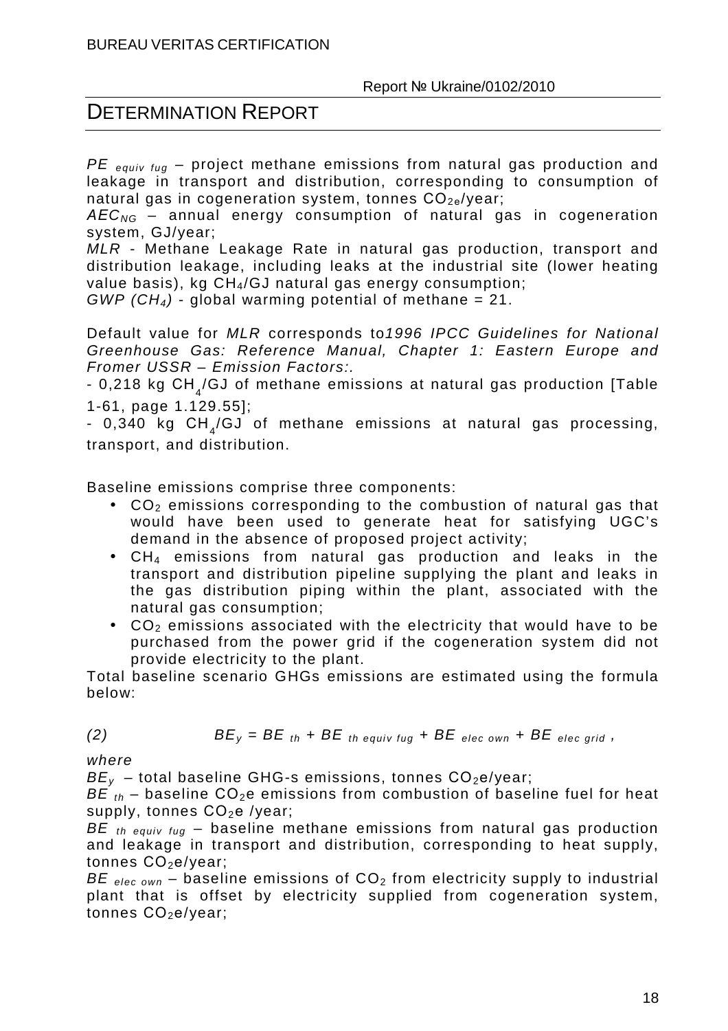$PE_{equiv\ fug}$ – project methane emissions from natural gas production and leakage in transport and distribution, corresponding to consumption of natural gas in cogeneration system, tonnes $CO_{2e}$/year;

$AEC_{NG}$ – annual energy consumption of natural gas in cogeneration system, GJ/year;

*MLR* - Methane Leakage Rate in natural gas production, transport and distribution leakage, including leaks at the industrial site (lower heating value basis), kg $CH_4$/GJ natural gas energy consumption;

*GWP* ($CH_4$) - global warming potential of methane = 21.

Default value for *MLR* corresponds to*1996 IPCC Guidelines for National Greenhouse Gas: Reference Manual, Chapter 1: Eastern Europe and Fromer USSR – Emission Factors:.*

- 0,218 kg $CH_4$/GJ of methane emissions at natural gas production [Table 1-61, page 1.129.55];
- 0,340 kg $CH_4$/GJ of methane emissions at natural gas processing, transport, and distribution.

Baseline emissions comprise three components:

- $CO_2$ emissions corresponding to the combustion of natural gas that would have been used to generate heat for satisfying UGC's demand in the absence of proposed project activity;
- $CH_4$ emissions from natural gas production and leaks in the transport and distribution pipeline supplying the plant and leaks in the gas distribution piping within the plant, associated with the natural gas consumption;
- $CO_2$ emissions associated with the electricity that would have to be purchased from the power grid if the cogeneration system did not provide electricity to the plant.

Total baseline scenario GHGs emissions are estimated using the formula below:

$$(2) \qquad BE_y = BE_{th} + BE_{th\ equiv\ fug} + BE_{elec\ own} + BE_{elec\ grid},$$

*where*

$BE_y$ – total baseline GHG-s emissions, tonnes $CO_2$e/year;

$BE_{th}$ – baseline $CO_2$e emissions from combustion of baseline fuel for heat supply, tonnes $CO_2$e /year;

$BE_{th\ equiv\ fug}$ – baseline methane emissions from natural gas production and leakage in transport and distribution, corresponding to heat supply, tonnes $CO_2$e/year;

$BE_{elec\ own}$ – baseline emissions of $CO_2$ from electricity supply to industrial plant that is offset by electricity supplied from cogeneration system, tonnes $CO_2$e/year;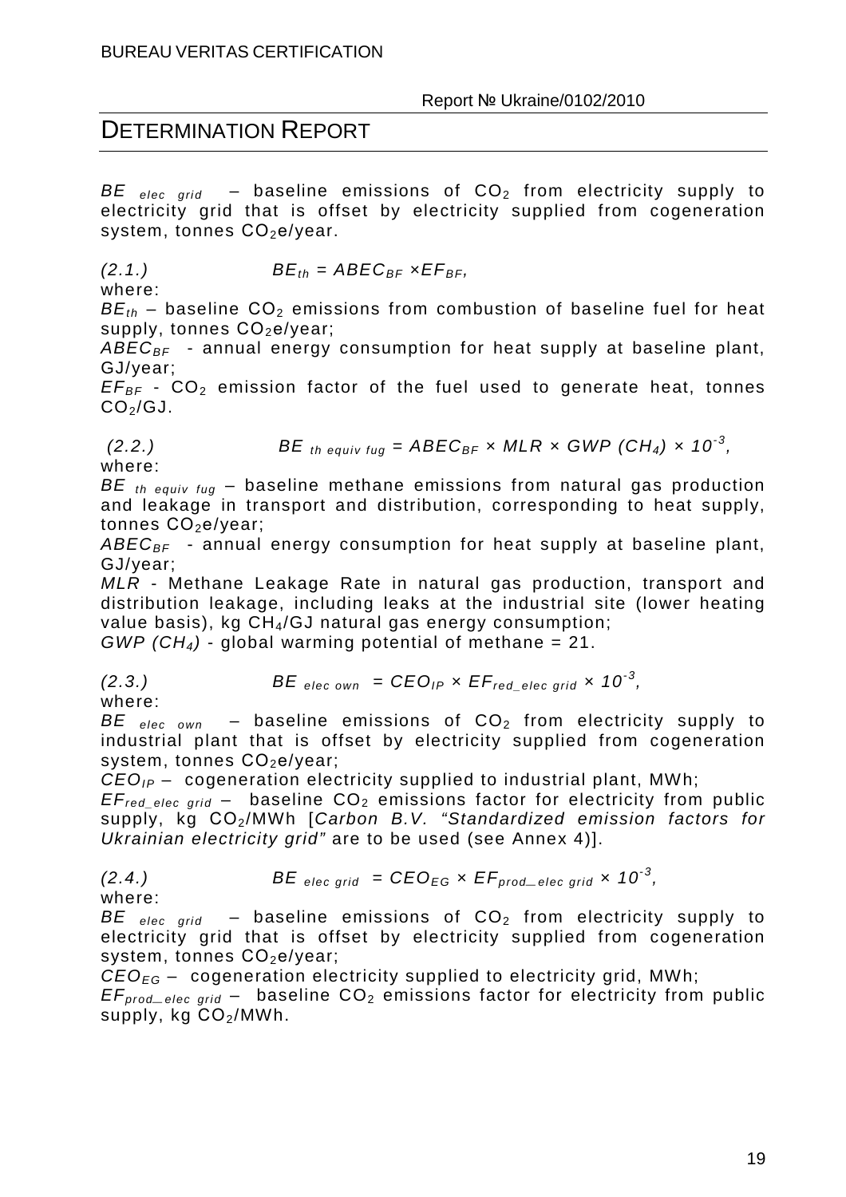$BE_{elec\ grid}$ – baseline emissions of $CO_2$ from electricity supply to electricity grid that is offset by electricity supplied from cogeneration system, tonnes $CO_2$e/year.

(2.1.) $$BE_{th} = ABEC_{BF} \times EF_{BF},$$

where:

$BE_{th}$ – baseline $CO_2$ emissions from combustion of baseline fuel for heat supply, tonnes $CO_2$e/year;

$ABEC_{BF}$ - annual energy consumption for heat supply at baseline plant, GJ/year;

$EF_{BF}$ - $CO_2$ emission factor of the fuel used to generate heat, tonnes $CO_2$/GJ.

(2.2.) $$BE_{th\ equiv\ fug} = ABEC_{BF} \times MLR \times GWP\ (CH_4) \times 10^{-3},$$

where:

$BE_{th\ equiv\ fug}$ – baseline methane emissions from natural gas production and leakage in transport and distribution, corresponding to heat supply, tonnes $CO_2$e/year;

$ABEC_{BF}$ - annual energy consumption for heat supply at baseline plant, GJ/year;

*MLR* - Methane Leakage Rate in natural gas production, transport and distribution leakage, including leaks at the industrial site (lower heating value basis), kg $CH_4$/GJ natural gas energy consumption;

$GWP\ (CH_4)$ - global warming potential of methane = 21.

(2.3.) $$BE_{elec\ own} = CEO_{IP} \times EF_{red\_elec\ grid} \times 10^{-3},$$

where:

$BE_{elec\ own}$ – baseline emissions of $CO_2$ from electricity supply to industrial plant that is offset by electricity supplied from cogeneration system, tonnes $CO_2$e/year;

$CEO_{IP}$ – cogeneration electricity supplied to industrial plant, MWh;

$EF_{red\_elec\ grid}$ – baseline $CO_2$ emissions factor for electricity from public supply, kg $CO_2$/MWh [*Carbon B.V. "Standardized emission factors for Ukrainian electricity grid"* are to be used (see Annex 4)].

(2.4.) $$BE_{elec\ grid} = CEO_{EG} \times EF_{prod\_elec\ grid} \times 10^{-3},$$

where:

$BE_{elec\ grid}$ – baseline emissions of $CO_2$ from electricity supply to electricity grid that is offset by electricity supplied from cogeneration system, tonnes $CO_2$e/year;

$CEO_{EG}$ – cogeneration electricity supplied to electricity grid, MWh;

$EF_{prod\_elec\ grid}$ – baseline $CO_2$ emissions factor for electricity from public supply, kg $CO_2$/MWh.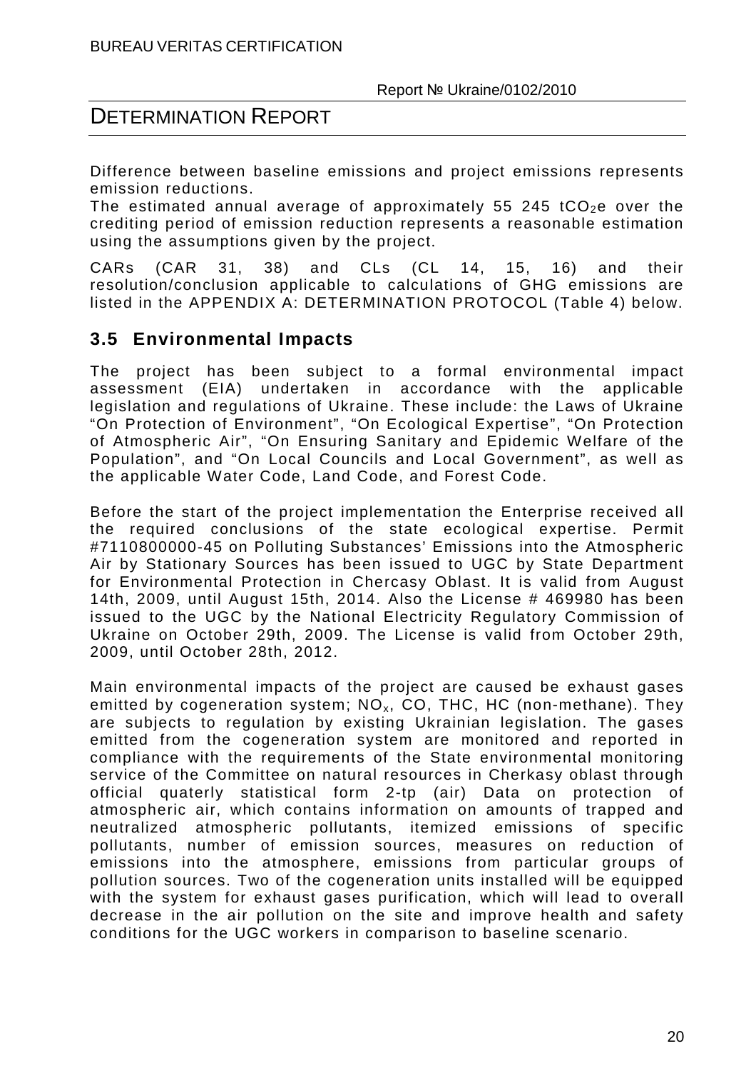Difference between baseline emissions and project emissions represents emission reductions.

The estimated annual average of approximately 55 245 $tCO_2e$ over the crediting period of emission reduction represents a reasonable estimation using the assumptions given by the project.

CARs (CAR 31, 38) and CLs (CL 14, 15, 16) and their resolution/conclusion applicable to calculations of GHG emissions are listed in the APPENDIX A: DETERMINATION PROTOCOL (Table 4) below.

## 3.5 Environmental Impacts

The project has been subject to a formal environmental impact assessment (EIA) undertaken in accordance with the applicable legislation and regulations of Ukraine. These include: the Laws of Ukraine "On Protection of Environment", "On Ecological Expertise", "On Protection of Atmospheric Air", "On Ensuring Sanitary and Epidemic Welfare of the Population", and "On Local Councils and Local Government", as well as the applicable Water Code, Land Code, and Forest Code.

Before the start of the project implementation the Enterprise received all the required conclusions of the state ecological expertise. Permit #7110800000-45 on Polluting Substances' Emissions into the Atmospheric Air by Stationary Sources has been issued to UGC by State Department for Environmental Protection in Chercasy Oblast. It is valid from August 14th, 2009, until August 15th, 2014. Also the License # 469980 has been issued to the UGC by the National Electricity Regulatory Commission of Ukraine on October 29th, 2009. The License is valid from October 29th, 2009, until October 28th, 2012.

Main environmental impacts of the project are caused be exhaust gases emitted by cogeneration system; $NO_x$, CO, THC, HC (non-methane). They are subjects to regulation by existing Ukrainian legislation. The gases emitted from the cogeneration system are monitored and reported in compliance with the requirements of the State environmental monitoring service of the Committee on natural resources in Cherkasy oblast through official quaterly statistical form 2-tp (air) Data on protection of atmospheric air, which contains information on amounts of trapped and neutralized atmospheric pollutants, itemized emissions of specific pollutants, number of emission sources, measures on reduction of emissions into the atmosphere, emissions from particular groups of pollution sources. Two of the cogeneration units installed will be equipped with the system for exhaust gases purification, which will lead to overall decrease in the air pollution on the site and improve health and safety conditions for the UGC workers in comparison to baseline scenario.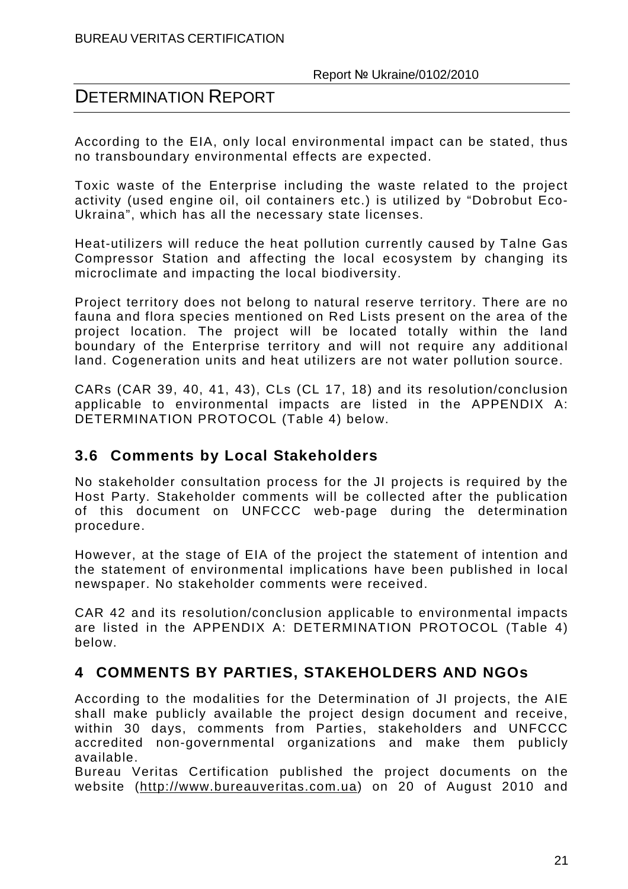According to the EIA, only local environmental impact can be stated, thus no transboundary environmental effects are expected.

Toxic waste of the Enterprise including the waste related to the project activity (used engine oil, oil containers etc.) is utilized by "Dobrobut Eco-Ukraina", which has all the necessary state licenses.

Heat-utilizers will reduce the heat pollution currently caused by Talne Gas Compressor Station and affecting the local ecosystem by changing its microclimate and impacting the local biodiversity.

Project territory does not belong to natural reserve territory. There are no fauna and flora species mentioned on Red Lists present on the area of the project location. The project will be located totally within the land boundary of the Enterprise territory and will not require any additional land. Cogeneration units and heat utilizers are not water pollution source.

CARs (CAR 39, 40, 41, 43), CLs (CL 17, 18) and its resolution/conclusion applicable to environmental impacts are listed in the APPENDIX A: DETERMINATION PROTOCOL (Table 4) below.

## 3.6 Comments by Local Stakeholders

No stakeholder consultation process for the JI projects is required by the Host Party. Stakeholder comments will be collected after the publication of this document on UNFCCC web-page during the determination procedure.

However, at the stage of EIA of the project the statement of intention and the statement of environmental implications have been published in local newspaper. No stakeholder comments were received.

CAR 42 and its resolution/conclusion applicable to environmental impacts are listed in the APPENDIX A: DETERMINATION PROTOCOL (Table 4) below.

# 4 COMMENTS BY PARTIES, STAKEHOLDERS AND NGOs

According to the modalities for the Determination of JI projects, the AIE shall make publicly available the project design document and receive, within 30 days, comments from Parties, stakeholders and UNFCCC accredited non-governmental organizations and make them publicly available.
Bureau Veritas Certification published the project documents on the website (http://www.bureauveritas.com.ua) on 20 of August 2010 and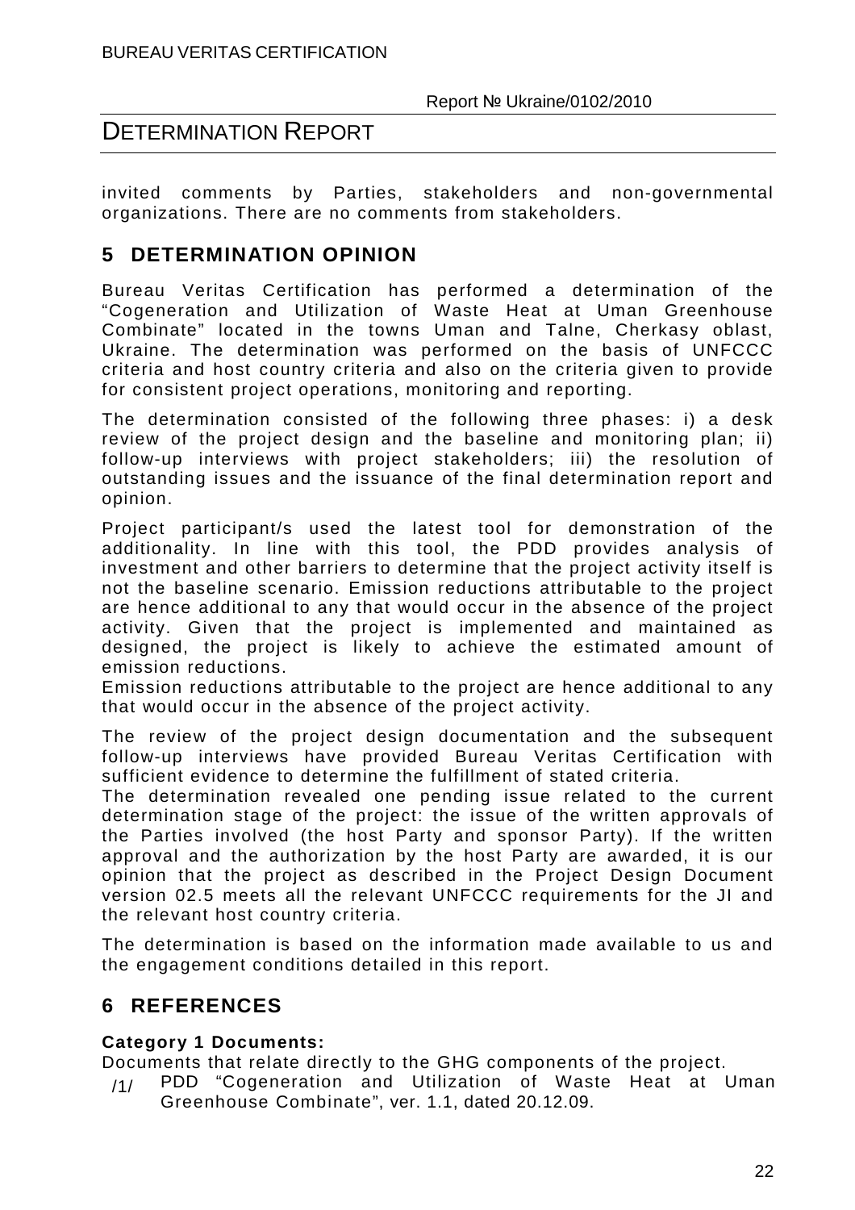invited comments by Parties, stakeholders and non-governmental organizations. There are no comments from stakeholders.

## 5 DETERMINATION OPINION

Bureau Veritas Certification has performed a determination of the "Cogeneration and Utilization of Waste Heat at Uman Greenhouse Combinate" located in the towns Uman and Talne, Cherkasy oblast, Ukraine. The determination was performed on the basis of UNFCCC criteria and host country criteria and also on the criteria given to provide for consistent project operations, monitoring and reporting.

The determination consisted of the following three phases: i) a desk review of the project design and the baseline and monitoring plan; ii) follow-up interviews with project stakeholders; iii) the resolution of outstanding issues and the issuance of the final determination report and opinion.

Project participant/s used the latest tool for demonstration of the additionality. In line with this tool, the PDD provides analysis of investment and other barriers to determine that the project activity itself is not the baseline scenario. Emission reductions attributable to the project are hence additional to any that would occur in the absence of the project activity. Given that the project is implemented and maintained as designed, the project is likely to achieve the estimated amount of emission reductions.
Emission reductions attributable to the project are hence additional to any that would occur in the absence of the project activity.

The review of the project design documentation and the subsequent follow-up interviews have provided Bureau Veritas Certification with sufficient evidence to determine the fulfillment of stated criteria.
The determination revealed one pending issue related to the current determination stage of the project: the issue of the written approvals of the Parties involved (the host Party and sponsor Party). If the written approval and the authorization by the host Party are awarded, it is our opinion that the project as described in the Project Design Document version 02.5 meets all the relevant UNFCCC requirements for the JI and the relevant host country criteria.

The determination is based on the information made available to us and the engagement conditions detailed in this report.

## 6 REFERENCES

**Category 1 Documents:**
Documents that relate directly to the GHG components of the project.

/1/ PDD "Cogeneration and Utilization of Waste Heat at Uman Greenhouse Combinate", ver. 1.1, dated 20.12.09.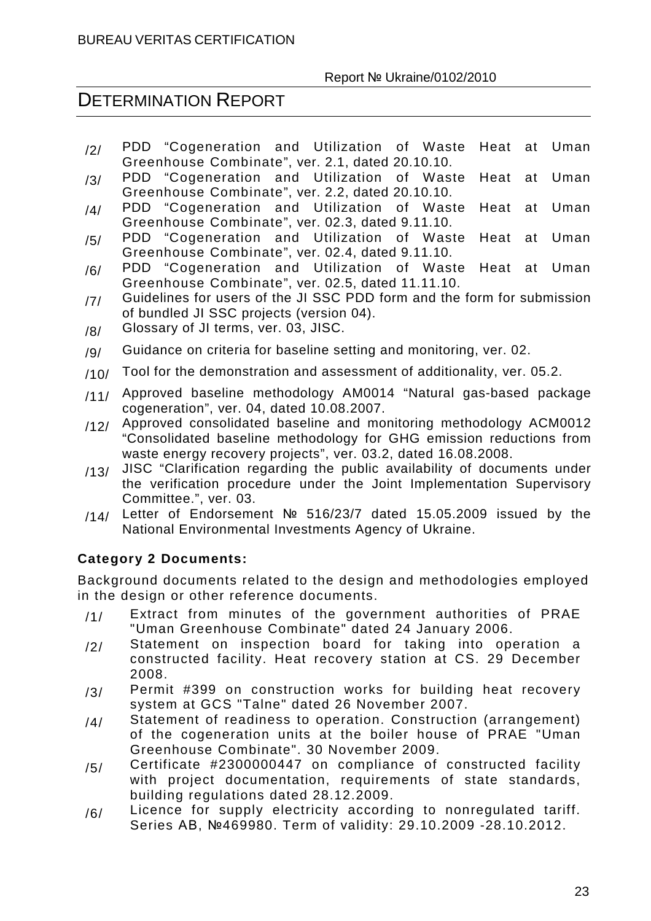/2/ PDD "Cogeneration and Utilization of Waste Heat at Uman Greenhouse Combinate", ver. 2.1, dated 20.10.10.

/3/ PDD "Cogeneration and Utilization of Waste Heat at Uman Greenhouse Combinate", ver. 2.2, dated 20.10.10.

/4/ PDD "Cogeneration and Utilization of Waste Heat at Uman Greenhouse Combinate", ver. 02.3, dated 9.11.10.

/5/ PDD "Cogeneration and Utilization of Waste Heat at Uman Greenhouse Combinate", ver. 02.4, dated 9.11.10.

/6/ PDD "Cogeneration and Utilization of Waste Heat at Uman Greenhouse Combinate", ver. 02.5, dated 11.11.10.

/7/ Guidelines for users of the JI SSC PDD form and the form for submission of bundled JI SSC projects (version 04).

/8/ Glossary of JI terms, ver. 03, JISC.

/9/ Guidance on criteria for baseline setting and monitoring, ver. 02.

/10/ Tool for the demonstration and assessment of additionality, ver. 05.2.

/11/ Approved baseline methodology AM0014 "Natural gas-based package cogeneration", ver. 04, dated 10.08.2007.

/12/ Approved consolidated baseline and monitoring methodology ACM0012 "Consolidated baseline methodology for GHG emission reductions from waste energy recovery projects", ver. 03.2, dated 16.08.2008.

/13/ JISC "Clarification regarding the public availability of documents under the verification procedure under the Joint Implementation Supervisory Committee.", ver. 03.

/14/ Letter of Endorsement № 516/23/7 dated 15.05.2009 issued by the National Environmental Investments Agency of Ukraine.

**Category 2 Documents:**

Background documents related to the design and methodologies employed in the design or other reference documents.

/1/ Extract from minutes of the government authorities of PRAE "Uman Greenhouse Combinate" dated 24 January 2006.

/2/ Statement on inspection board for taking into operation a constructed facility. Heat recovery station at CS. 29 December 2008.

/3/ Permit #399 on construction works for building heat recovery system at GCS "Talne" dated 26 November 2007.

/4/ Statement of readiness to operation. Construction (arrangement) of the cogeneration units at the boiler house of PRAE "Uman Greenhouse Combinate". 30 November 2009.

/5/ Certificate #2300000447 on compliance of constructed facility with project documentation, requirements of state standards, building regulations dated 28.12.2009.

/6/ Licence for supply electricity according to nonregulated tariff. Series AB, №469980. Term of validity: 29.10.2009 -28.10.2012.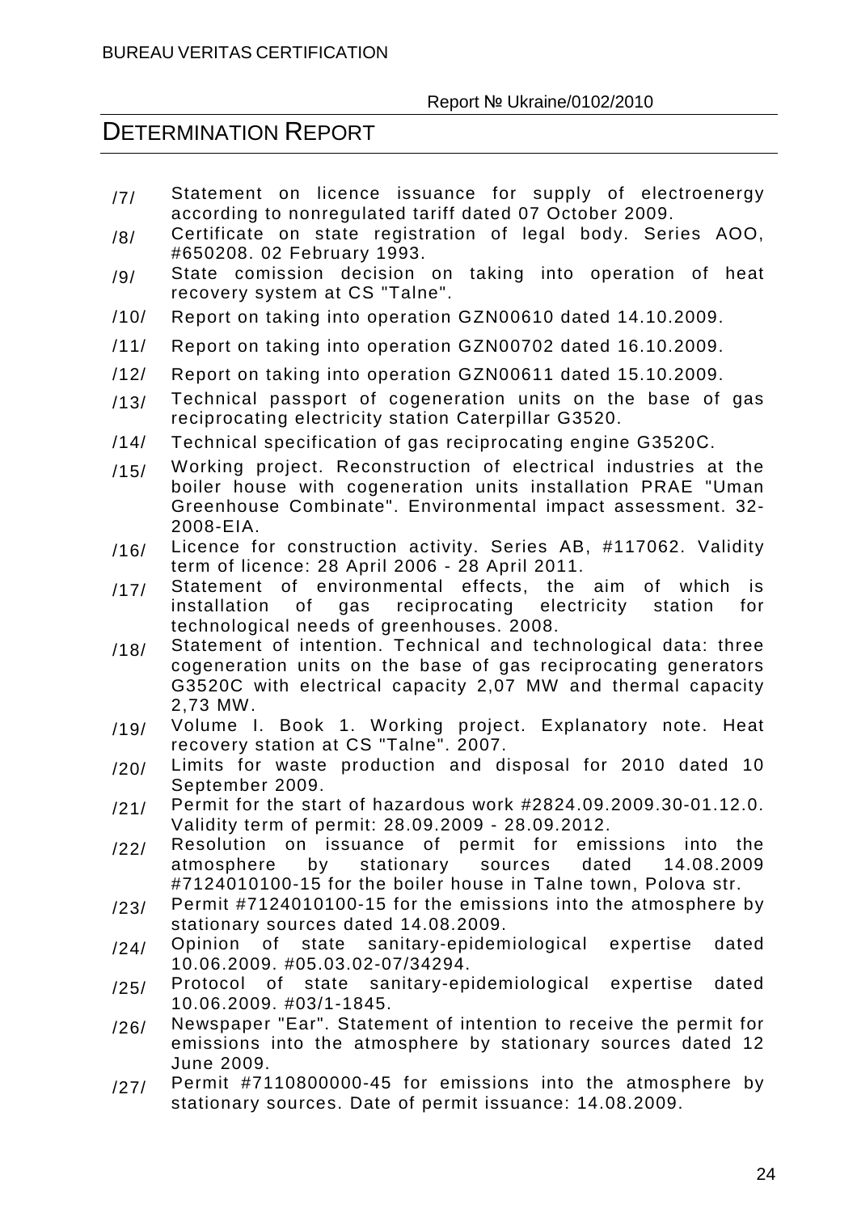/7/ Statement on licence issuance for supply of electroenergy according to nonregulated tariff dated 07 October 2009.

/8/ Certificate on state registration of legal body. Series AOO, #650208. 02 February 1993.

/9/ State comission decision on taking into operation of heat recovery system at CS "Talne".

/10/ Report on taking into operation GZN00610 dated 14.10.2009.

/11/ Report on taking into operation GZN00702 dated 16.10.2009.

/12/ Report on taking into operation GZN00611 dated 15.10.2009.

/13/ Technical passport of cogeneration units on the base of gas reciprocating electricity station Caterpillar G3520.

/14/ Technical specification of gas reciprocating engine G3520C.

/15/ Working project. Reconstruction of electrical industries at the boiler house with cogeneration units installation PRAE "Uman Greenhouse Combinate". Environmental impact assessment. 32-2008-EIA.

/16/ Licence for construction activity. Series AB, #117062. Validity term of licence: 28 April 2006 - 28 April 2011.

/17/ Statement of environmental effects, the aim of which is installation of gas reciprocating electricity station for technological needs of greenhouses. 2008.

/18/ Statement of intention. Technical and technological data: three cogeneration units on the base of gas reciprocating generators G3520C with electrical capacity 2,07 MW and thermal capacity 2,73 MW.

/19/ Volume I. Book 1. Working project. Explanatory note. Heat recovery station at CS "Talne". 2007.

/20/ Limits for waste production and disposal for 2010 dated 10 September 2009.

/21/ Permit for the start of hazardous work #2824.09.2009.30-01.12.0. Validity term of permit: 28.09.2009 - 28.09.2012.

/22/ Resolution on issuance of permit for emissions into the atmosphere by stationary sources dated 14.08.2009 #7124010100-15 for the boiler house in Talne town, Polova str.

/23/ Permit #7124010100-15 for the emissions into the atmosphere by stationary sources dated 14.08.2009.

/24/ Opinion of state sanitary-epidemiological expertise dated 10.06.2009. #05.03.02-07/34294.

/25/ Protocol of state sanitary-epidemiological expertise dated 10.06.2009. #03/1-1845.

/26/ Newspaper "Ear". Statement of intention to receive the permit for emissions into the atmosphere by stationary sources dated 12 June 2009.

/27/ Permit #7110800000-45 for emissions into the atmosphere by stationary sources. Date of permit issuance: 14.08.2009.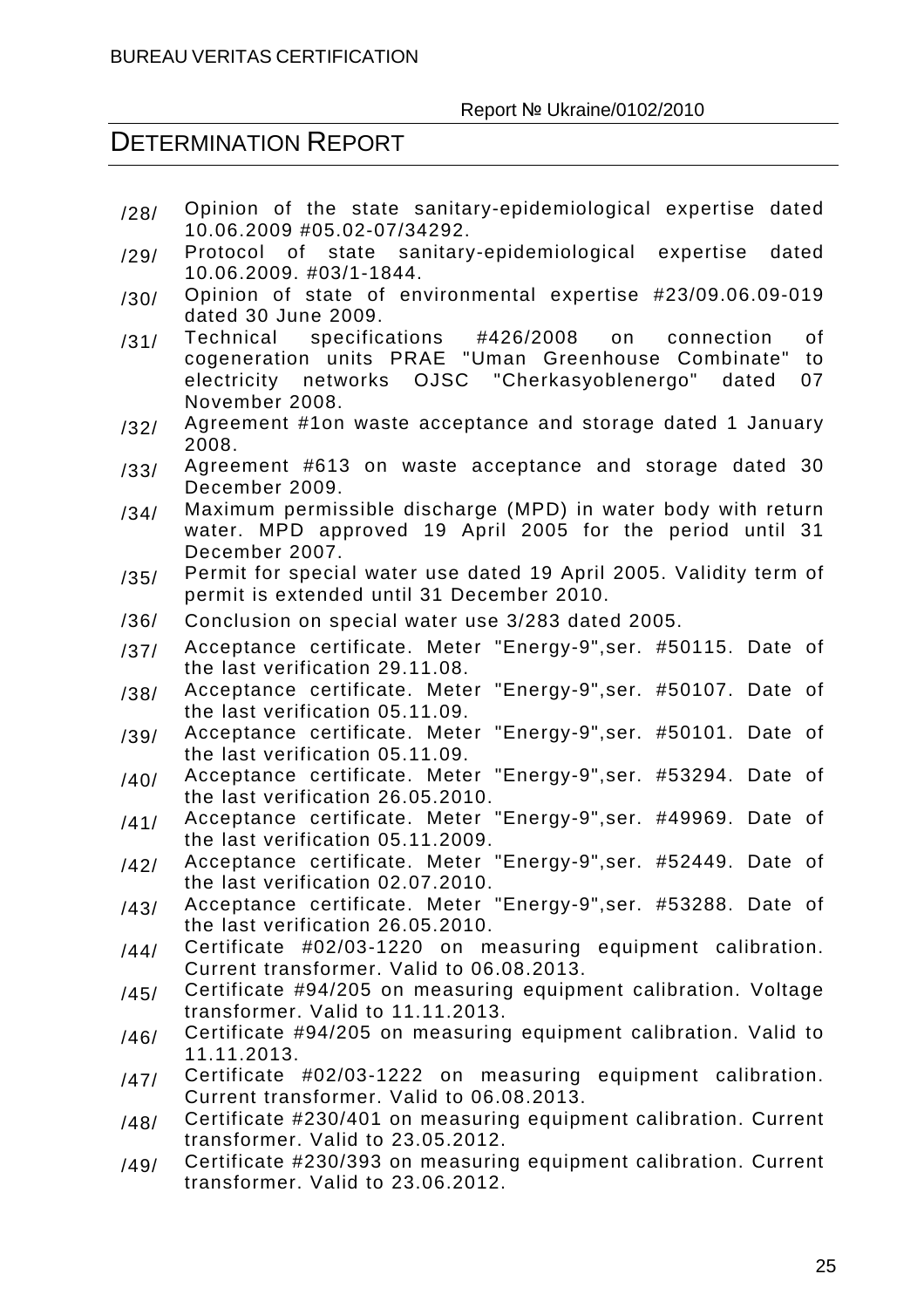/28/ Opinion of the state sanitary-epidemiological expertise dated 10.06.2009 #05.02-07/34292.

/29/ Protocol of state sanitary-epidemiological expertise dated 10.06.2009. #03/1-1844.

/30/ Opinion of state of environmental expertise #23/09.06.09-019 dated 30 June 2009.

/31/ Technical specifications #426/2008 on connection of cogeneration units PRAE "Uman Greenhouse Combinate" to electricity networks OJSC "Cherkasyoblenergo" dated 07 November 2008.

/32/ Agreement #1on waste acceptance and storage dated 1 January 2008.

/33/ Agreement #613 on waste acceptance and storage dated 30 December 2009.

/34/ Maximum permissible discharge (MPD) in water body with return water. MPD approved 19 April 2005 for the period until 31 December 2007.

/35/ Permit for special water use dated 19 April 2005. Validity term of permit is extended until 31 December 2010.

/36/ Conclusion on special water use 3/283 dated 2005.

/37/ Acceptance certificate. Meter "Energy-9",ser. #50115. Date of the last verification 29.11.08.

/38/ Acceptance certificate. Meter "Energy-9",ser. #50107. Date of the last verification 05.11.09.

/39/ Acceptance certificate. Meter "Energy-9",ser. #50101. Date of the last verification 05.11.09.

/40/ Acceptance certificate. Meter "Energy-9",ser. #53294. Date of the last verification 26.05.2010.

/41/ Acceptance certificate. Meter "Energy-9",ser. #49969. Date of the last verification 05.11.2009.

/42/ Acceptance certificate. Meter "Energy-9",ser. #52449. Date of the last verification 02.07.2010.

/43/ Acceptance certificate. Meter "Energy-9",ser. #53288. Date of the last verification 26.05.2010.

/44/ Certificate #02/03-1220 on measuring equipment calibration. Current transformer. Valid to 06.08.2013.

/45/ Certificate #94/205 on measuring equipment calibration. Voltage transformer. Valid to 11.11.2013.

/46/ Certificate #94/205 on measuring equipment calibration. Valid to 11.11.2013.

/47/ Certificate #02/03-1222 on measuring equipment calibration. Current transformer. Valid to 06.08.2013.

/48/ Certificate #230/401 on measuring equipment calibration. Current transformer. Valid to 23.05.2012.

/49/ Certificate #230/393 on measuring equipment calibration. Current transformer. Valid to 23.06.2012.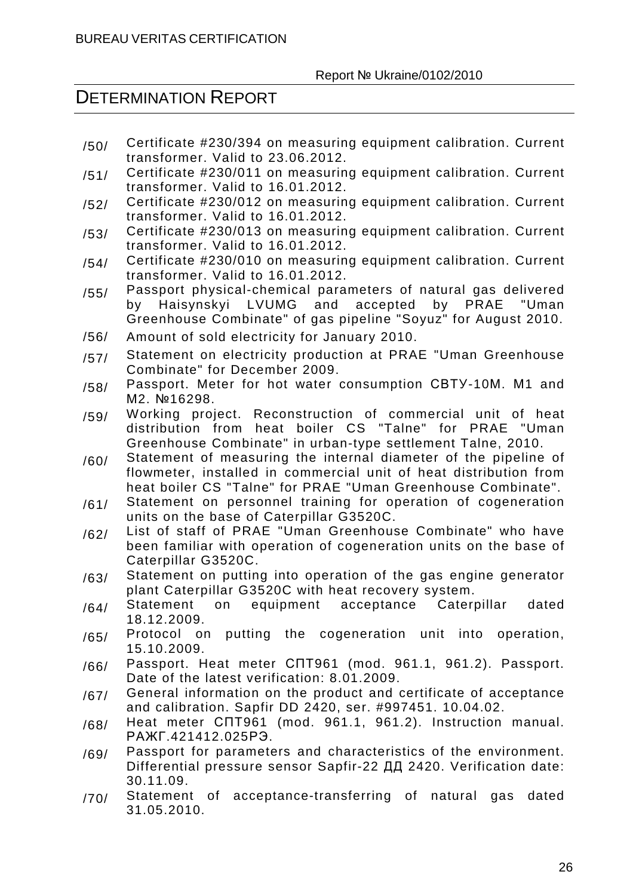/50/ Certificate #230/394 on measuring equipment calibration. Current transformer. Valid to 23.06.2012.

/51/ Certificate #230/011 on measuring equipment calibration. Current transformer. Valid to 16.01.2012.

/52/ Certificate #230/012 on measuring equipment calibration. Current transformer. Valid to 16.01.2012.

/53/ Certificate #230/013 on measuring equipment calibration. Current transformer. Valid to 16.01.2012.

/54/ Certificate #230/010 on measuring equipment calibration. Current transformer. Valid to 16.01.2012.

/55/ Passport physical-chemical parameters of natural gas delivered by Haisynskyi LVUMG and accepted by PRAE "Uman Greenhouse Combinate" of gas pipeline "Soyuz" for August 2010.

/56/ Amount of sold electricity for January 2010.

/57/ Statement on electricity production at PRAE "Uman Greenhouse Combinate" for December 2009.

/58/ Passport. Meter for hot water consumption СВТУ-10М. М1 and М2. №16298.

/59/ Working project. Reconstruction of commercial unit of heat distribution from heat boiler CS "Talne" for PRAE "Uman Greenhouse Combinate" in urban-type settlement Talne, 2010.

/60/ Statement of measuring the internal diameter of the pipeline of flowmeter, installed in commercial unit of heat distribution from heat boiler CS "Talne" for PRAE "Uman Greenhouse Combinate".

/61/ Statement on personnel training for operation of cogeneration units on the base of Caterpillar G3520C.

/62/ List of staff of PRAE "Uman Greenhouse Combinate" who have been familiar with operation of cogeneration units on the base of Caterpillar G3520C.

/63/ Statement on putting into operation of the gas engine generator plant Caterpillar G3520C with heat recovery system.

/64/ Statement on equipment acceptance Caterpillar dated 18.12.2009.

/65/ Protocol on putting the cogeneration unit into operation, 15.10.2009.

/66/ Passport. Heat meter СПТ961 (mod. 961.1, 961.2). Passport. Date of the latest verification: 8.01.2009.

/67/ General information on the product and certificate of acceptance and calibration. Sapfir DD 2420, ser. #997451. 10.04.02.

/68/ Heat meter СПТ961 (mod. 961.1, 961.2). Instruction manual. РАЖГ.421412.025РЭ.

/69/ Passport for parameters and characteristics of the environment. Differential pressure sensor Sapfir-22 ДД 2420. Verification date: 30.11.09.

/70/ Statement of acceptance-transferring of natural gas dated 31.05.2010.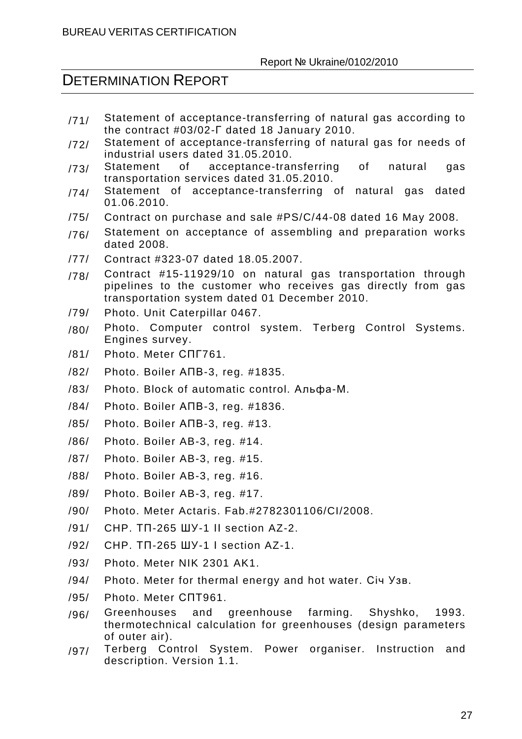/71/ Statement of acceptance-transferring of natural gas according to the contract #03/02-Г dated 18 January 2010.

/72/ Statement of acceptance-transferring of natural gas for needs of industrial users dated 31.05.2010.

/73/ Statement of acceptance-transferring of natural gas transportation services dated 31.05.2010.

/74/ Statement of acceptance-transferring of natural gas dated 01.06.2010.

/75/ Contract on purchase and sale #PS/C/44-08 dated 16 May 2008.

/76/ Statement on acceptance of assembling and preparation works dated 2008.

/77/ Contract #323-07 dated 18.05.2007.

/78/ Contract #15-11929/10 on natural gas transportation through pipelines to the customer who receives gas directly from gas transportation system dated 01 December 2010.

/79/ Photo. Unit Caterpillar 0467.

/80/ Photo. Computer control system. Terberg Control Systems. Engines survey.

/81/ Photo. Meter СПГ761.

/82/ Photo. Boiler АПВ-3, reg. #1835.

/83/ Photo. Block of automatic control. Альфа-М.

/84/ Photo. Boiler АПВ-3, reg. #1836.

/85/ Photo. Boiler АПВ-3, reg. #13.

/86/ Photo. Boiler АВ-3, reg. #14.

/87/ Photo. Boiler АВ-3, reg. #15.

/88/ Photo. Boiler АВ-3, reg. #16.

/89/ Photo. Boiler АВ-3, reg. #17.

/90/ Photo. Meter Actaris. Fab.#2782301106/CI/2008.

/91/ CHP. ТП-265 ШУ-1 II section AZ-2.

/92/ CHP. ТП-265 ШУ-1 I section AZ-1.

/93/ Photo. Meter NIK 2301 AK1.

/94/ Photo. Meter for thermal energy and hot water. Січ Узв.

/95/ Photo. Meter СПТ961.

/96/ Greenhouses and greenhouse farming. Shyshko, 1993. thermotechnical calculation for greenhouses (design parameters of outer air).

/97/ Terberg Control System. Power organiser. Instruction and description. Version 1.1.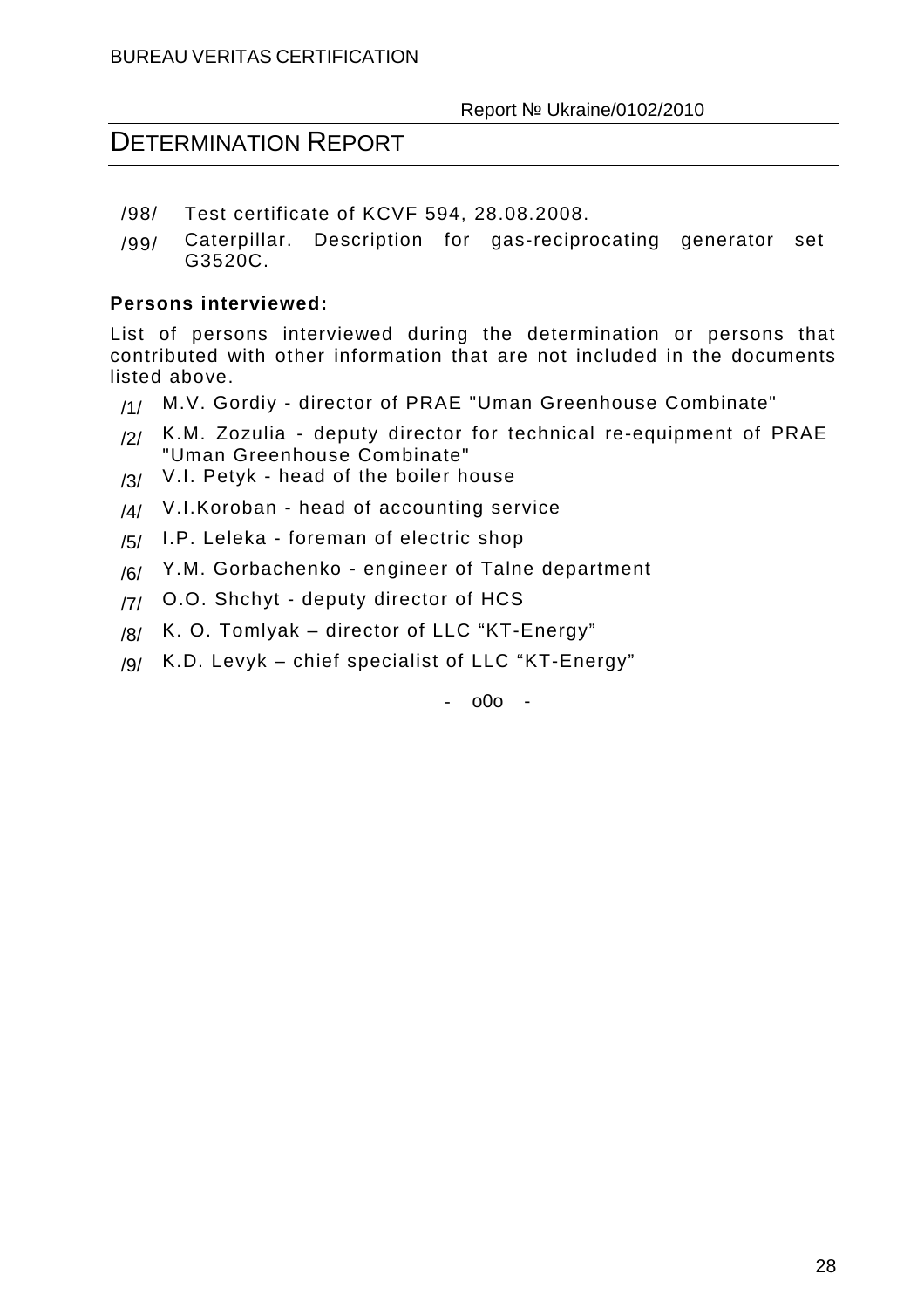/98/ Test certificate of KCVF 594, 28.08.2008.

/99/ Caterpillar. Description for gas-reciprocating generator set G3520C.

**Persons interviewed:**

List of persons interviewed during the determination or persons that contributed with other information that are not included in the documents listed above.

/1/ M.V. Gordiy - director of PRAE "Uman Greenhouse Combinate"

/2/ K.M. Zozulia - deputy director for technical re-equipment of PRAE "Uman Greenhouse Combinate"

/3/ V.I. Petyk - head of the boiler house

/4/ V.I.Koroban - head of accounting service

/5/ I.P. Leleka - foreman of electric shop

/6/ Y.M. Gorbachenko - engineer of Talne department

/7/ O.O. Shchyt - deputy director of HCS

/8/ K. O. Tomlyak – director of LLC "KT-Energy"

/9/ K.D. Levyk – chief specialist of LLC "KT-Energy"

- o0o -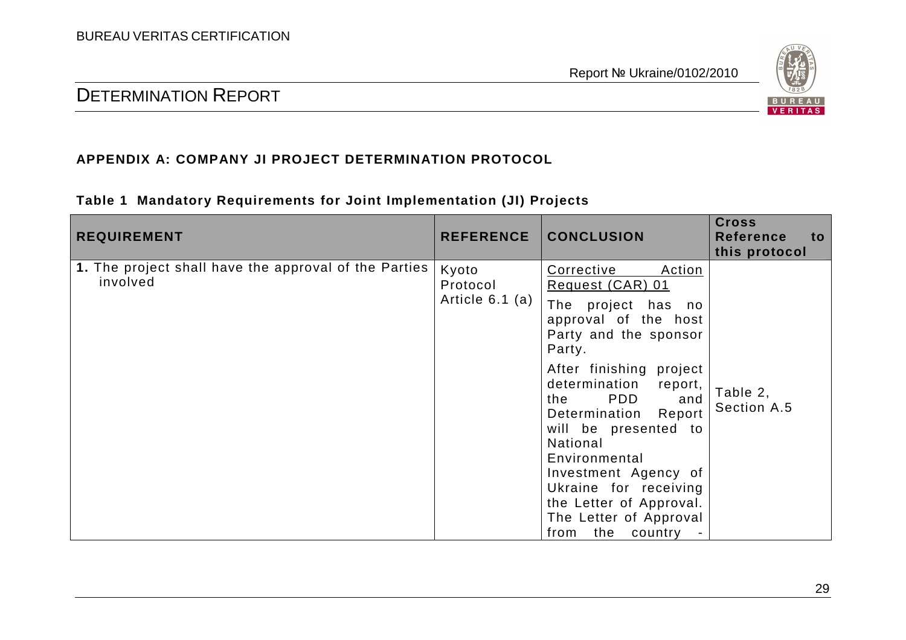## APPENDIX A: COMPANY JI PROJECT DETERMINATION PROTOCOL

**Table 1 Mandatory Requirements for Joint Implementation (JI) Projects**

| REQUIREMENT | REFERENCE | CONCLUSION | Cross Reference to this protocol |
|---|---|---|---|
| **1.** The project shall have the approval of the Parties involved | Kyoto Protocol Article 6.1 (a) | Corrective Action Request (CAR) 01<br><br>The project has no approval of the host Party and the sponsor Party.<br><br>After finishing project determination report, the PDD and Determination Report will be presented to National Environmental Investment Agency of Ukraine for receiving the Letter of Approval. The Letter of Approval from the country - | Table 2, Section A.5 |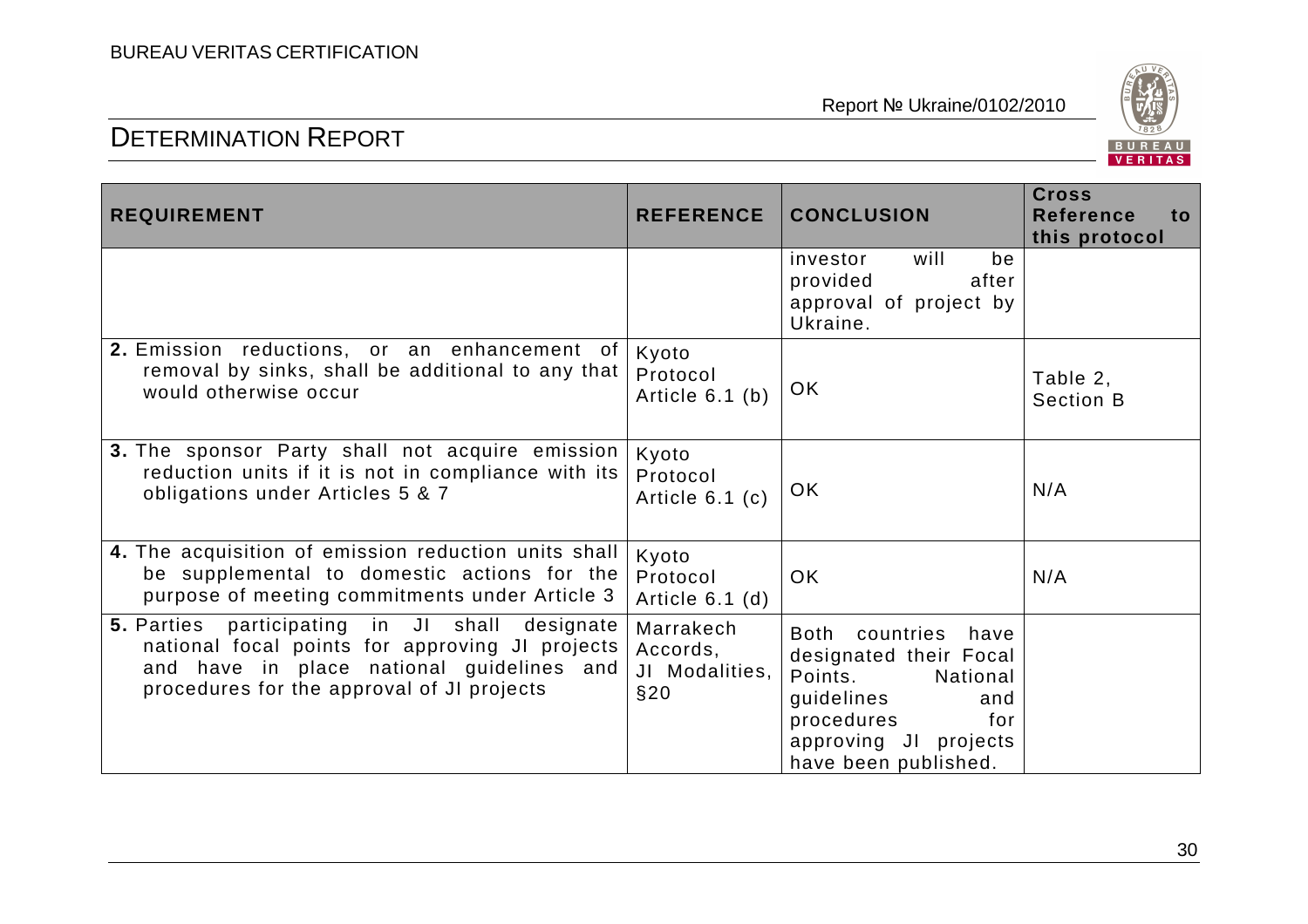| REQUIREMENT | REFERENCE | CONCLUSION | Cross Reference to this protocol |
|---|---|---|---|
| | | investor will be provided after approval of project by Ukraine. | |
| **2.** Emission reductions, or an enhancement of removal by sinks, shall be additional to any that would otherwise occur | Kyoto Protocol Article 6.1 (b) | OK | Table 2, Section B |
| **3.** The sponsor Party shall not acquire emission reduction units if it is not in compliance with its obligations under Articles 5 & 7 | Kyoto Protocol Article 6.1 (c) | OK | N/A |
| **4.** The acquisition of emission reduction units shall be supplemental to domestic actions for the purpose of meeting commitments under Article 3 | Kyoto Protocol Article 6.1 (d) | OK | N/A |
| **5.** Parties participating in JI shall designate national focal points for approving JI projects and have in place national guidelines and procedures for the approval of JI projects | Marrakech Accords, JI Modalities, §20 | Both countries have designated their Focal Points. National guidelines and procedures for approving JI projects have been published. | |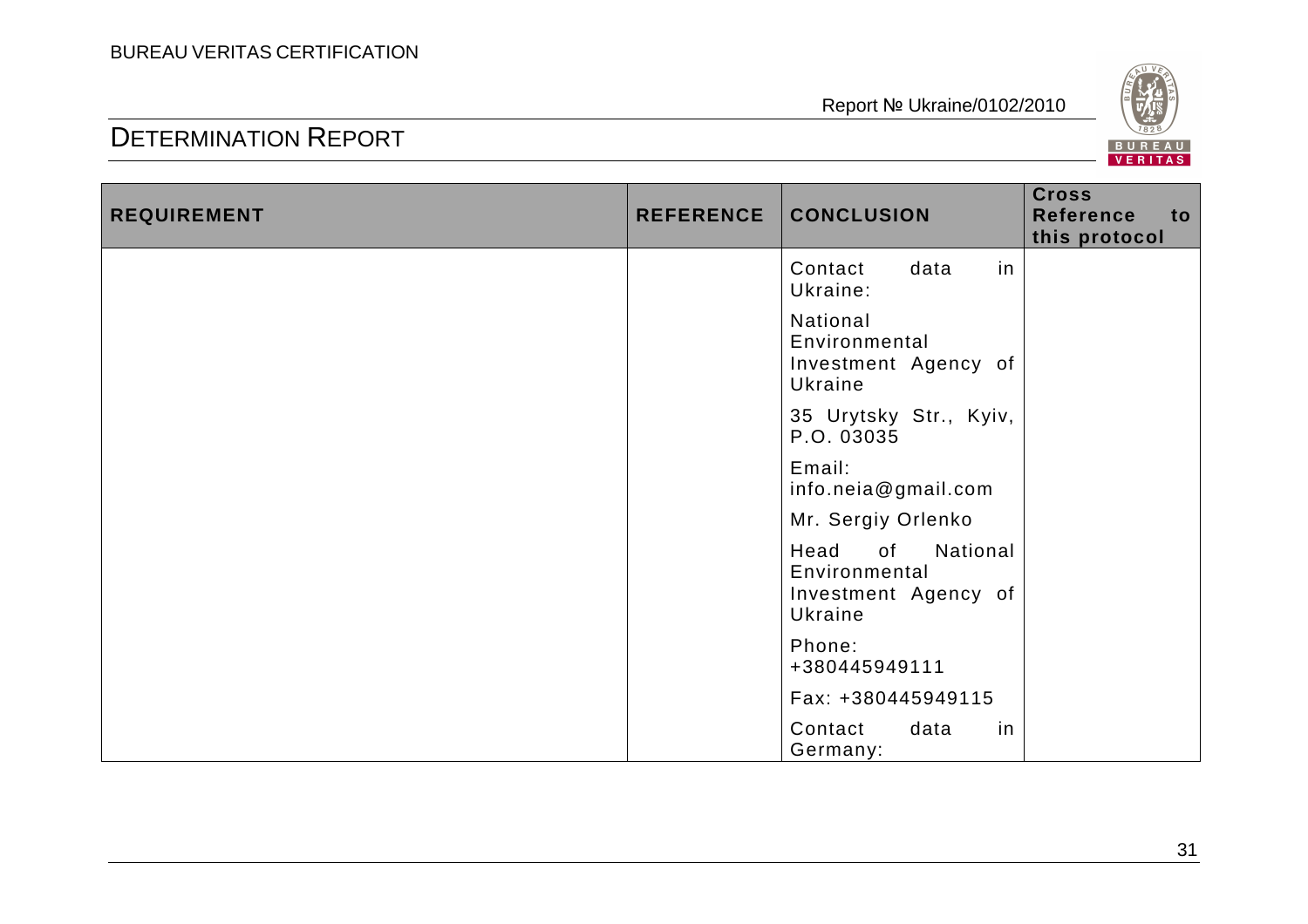| REQUIREMENT | REFERENCE | CONCLUSION | Cross Reference to this protocol |
|---|---|---|---|
| | | Contact data in Ukraine: | |
| | | National Environmental Investment Agency of Ukraine | |
| | | 35 Urytsky Str., Kyiv, P.O. 03035 | |
| | | Email: info.neia@gmail.com | |
| | | Mr. Sergiy Orlenko | |
| | | Head of National Environmental Investment Agency of Ukraine | |
| | | Phone: +380445949111 | |
| | | Fax: +380445949115 | |
| | | Contact data in Germany: | |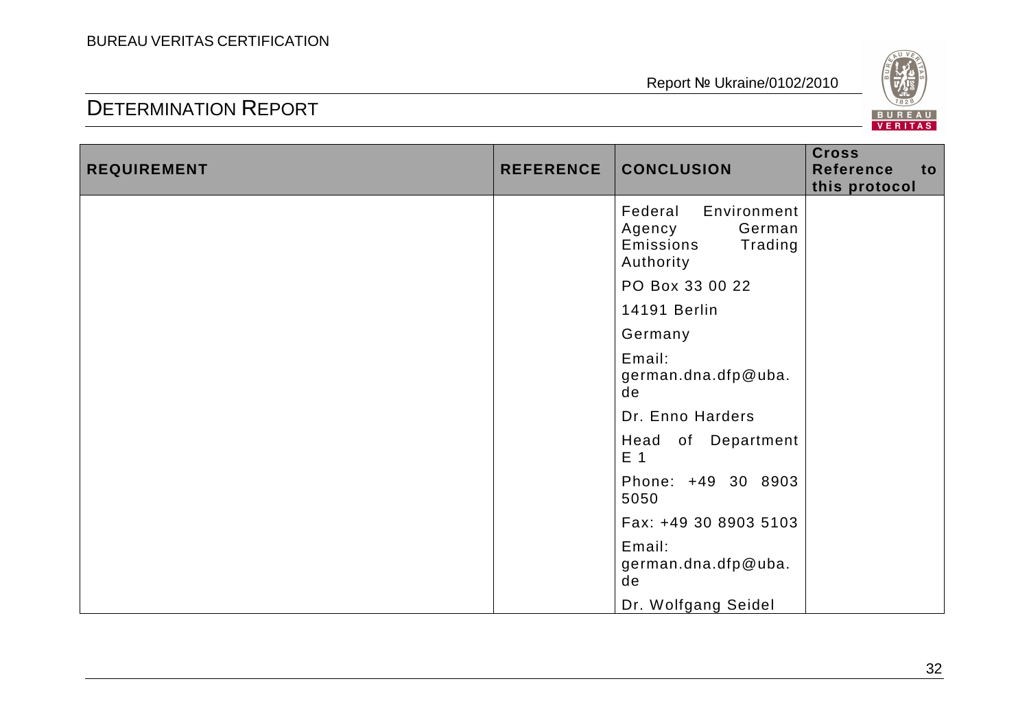| REQUIREMENT | REFERENCE | CONCLUSION | Cross Reference to this protocol |
|---|---|---|---|
| | | Federal Environment Agency German Emissions Trading Authority<br><br>PO Box 33 00 22<br><br>14191 Berlin<br><br>Germany<br><br>Email: german.dna.dfp@uba.de<br><br>Dr. Enno Harders<br><br>Head of Department E 1<br><br>Phone: +49 30 8903 5050<br><br>Fax: +49 30 8903 5103<br><br>Email: german.dna.dfp@uba.de<br><br>Dr. Wolfgang Seidel | |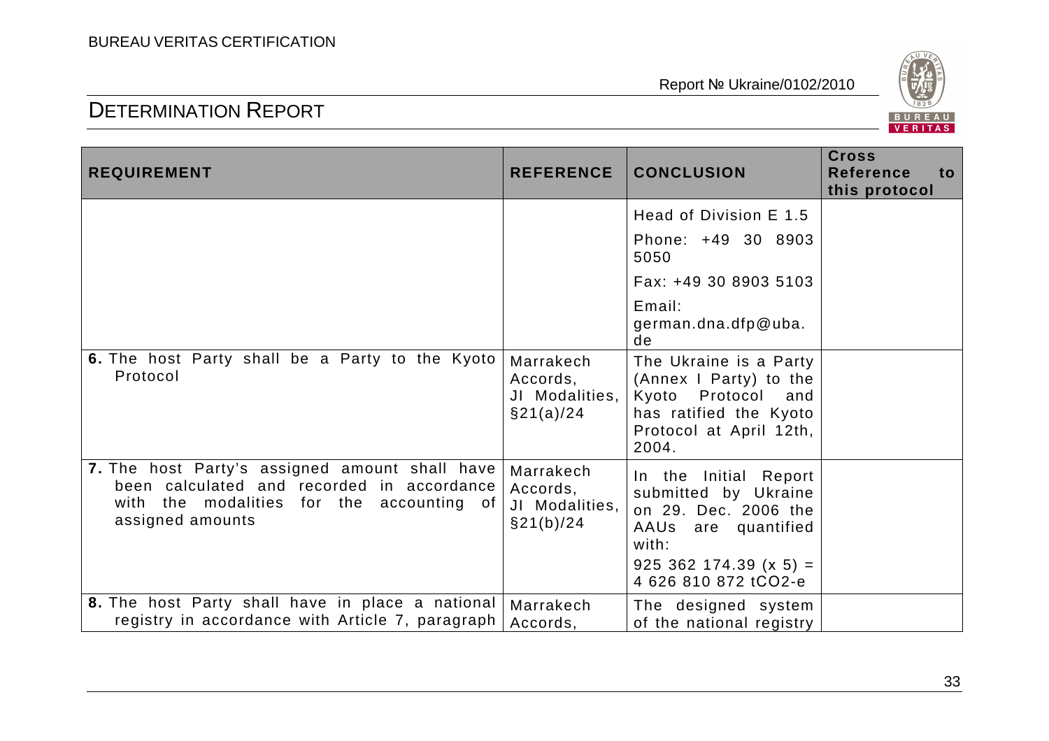| REQUIREMENT | REFERENCE | CONCLUSION | Cross Reference to this protocol |
|---|---|---|---|
| | | Head of Division E 1.5<br>Phone: +49 30 8903 5050<br>Fax: +49 30 8903 5103<br>Email: german.dna.dfp@uba.de | |
| **6.** The host Party shall be a Party to the Kyoto Protocol | Marrakech Accords, JI Modalities, §21(a)/24 | The Ukraine is a Party (Annex I Party) to the Kyoto Protocol and has ratified the Kyoto Protocol at April 12th, 2004. | |
| **7.** The host Party's assigned amount shall have been calculated and recorded in accordance with the modalities for the accounting of assigned amounts | Marrakech Accords, JI Modalities, §21(b)/24 | In the Initial Report submitted by Ukraine on 29. Dec. 2006 the AAUs are quantified with:<br>925 362 174.39 (x 5) = 4 626 810 872 tCO2-e | |
| **8.** The host Party shall have in place a national registry in accordance with Article 7, paragraph | Marrakech Accords, | The designed system of the national registry | |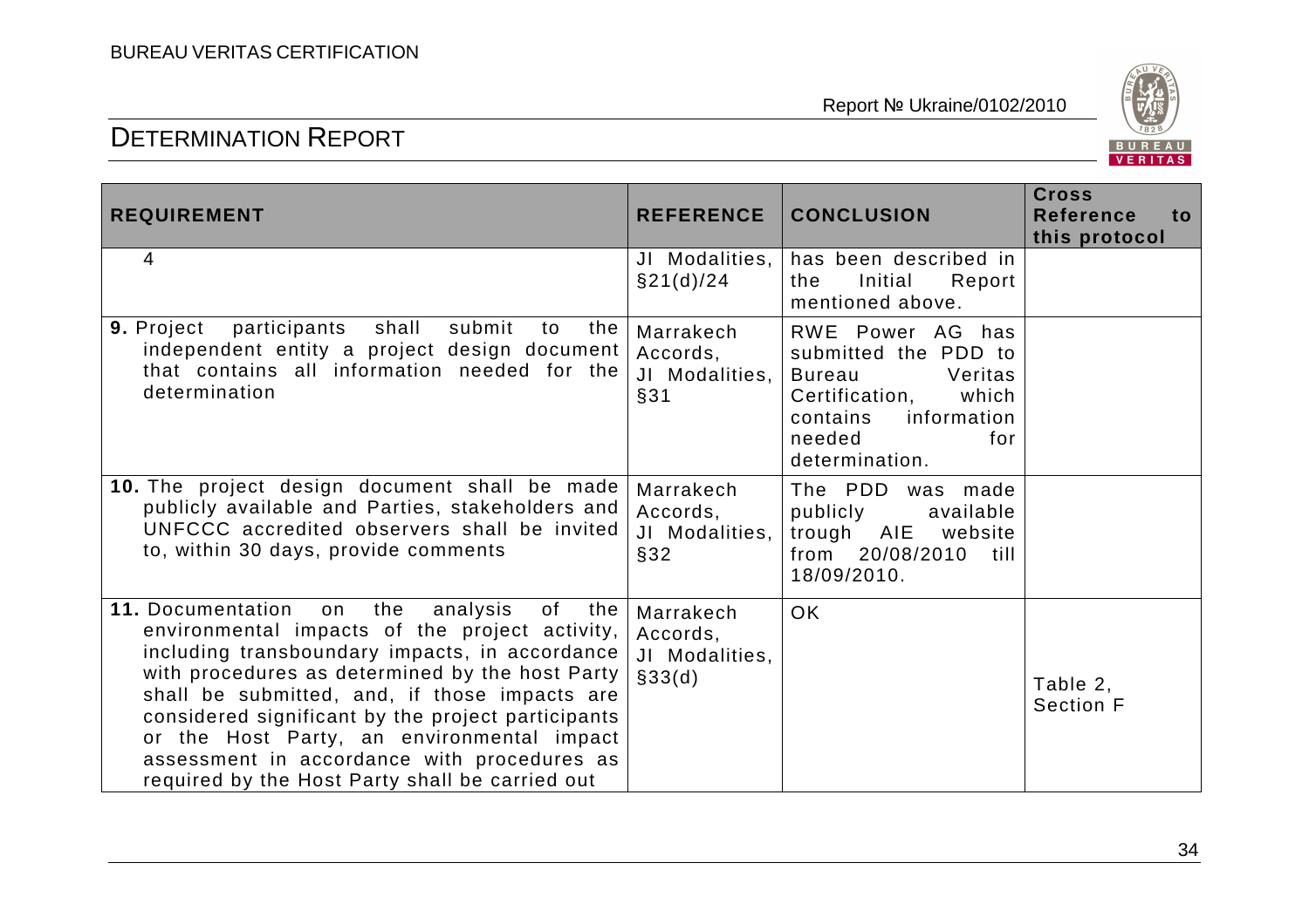| REQUIREMENT | REFERENCE | CONCLUSION | Cross Reference to this protocol |
|---|---|---|---|
| 4 | JI Modalities, §21(d)/24 | has been described in the Initial Report mentioned above. | |
| **9.** Project participants shall submit to the independent entity a project design document that contains all information needed for the determination | Marrakech Accords, JI Modalities, §31 | RWE Power AG has submitted the PDD to Bureau Veritas Certification, which contains information needed for determination. | |
| **10.** The project design document shall be made publicly available and Parties, stakeholders and UNFCCC accredited observers shall be invited to, within 30 days, provide comments | Marrakech Accords, JI Modalities, §32 | The PDD was made publicly available trough AIE website from 20/08/2010 till 18/09/2010. | |
| **11.** Documentation on the analysis of the environmental impacts of the project activity, including transboundary impacts, in accordance with procedures as determined by the host Party shall be submitted, and, if those impacts are considered significant by the project participants or the Host Party, an environmental impact assessment in accordance with procedures as required by the Host Party shall be carried out | Marrakech Accords, JI Modalities, §33(d) | OK | Table 2, Section F |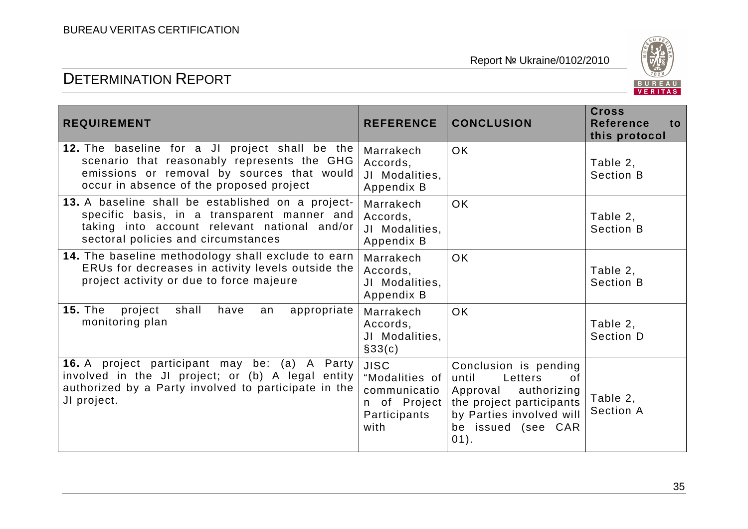| REQUIREMENT | REFERENCE | CONCLUSION | Cross Reference to this protocol |
|---|---|---|---|
| **12.** The baseline for a JI project shall be the scenario that reasonably represents the GHG emissions or removal by sources that would occur in absence of the proposed project | Marrakech Accords, JI Modalities, Appendix B | OK | Table 2, Section B |
| **13.** A baseline shall be established on a project-specific basis, in a transparent manner and taking into account relevant national and/or sectoral policies and circumstances | Marrakech Accords, JI Modalities, Appendix B | OK | Table 2, Section B |
| **14.** The baseline methodology shall exclude to earn ERUs for decreases in activity levels outside the project activity or due to force majeure | Marrakech Accords, JI Modalities, Appendix B | OK | Table 2, Section B |
| **15.** The project shall have an appropriate monitoring plan | Marrakech Accords, JI Modalities, §33(c) | OK | Table 2, Section D |
| **16.** A project participant may be: (a) A Party involved in the JI project; or (b) A legal entity authorized by a Party involved to participate in the JI project. | JISC "Modalities of communication of Project Participants with | Conclusion is pending until Letters of Approval authorizing the project participants by Parties involved will be issued (see CAR 01). | Table 2, Section A |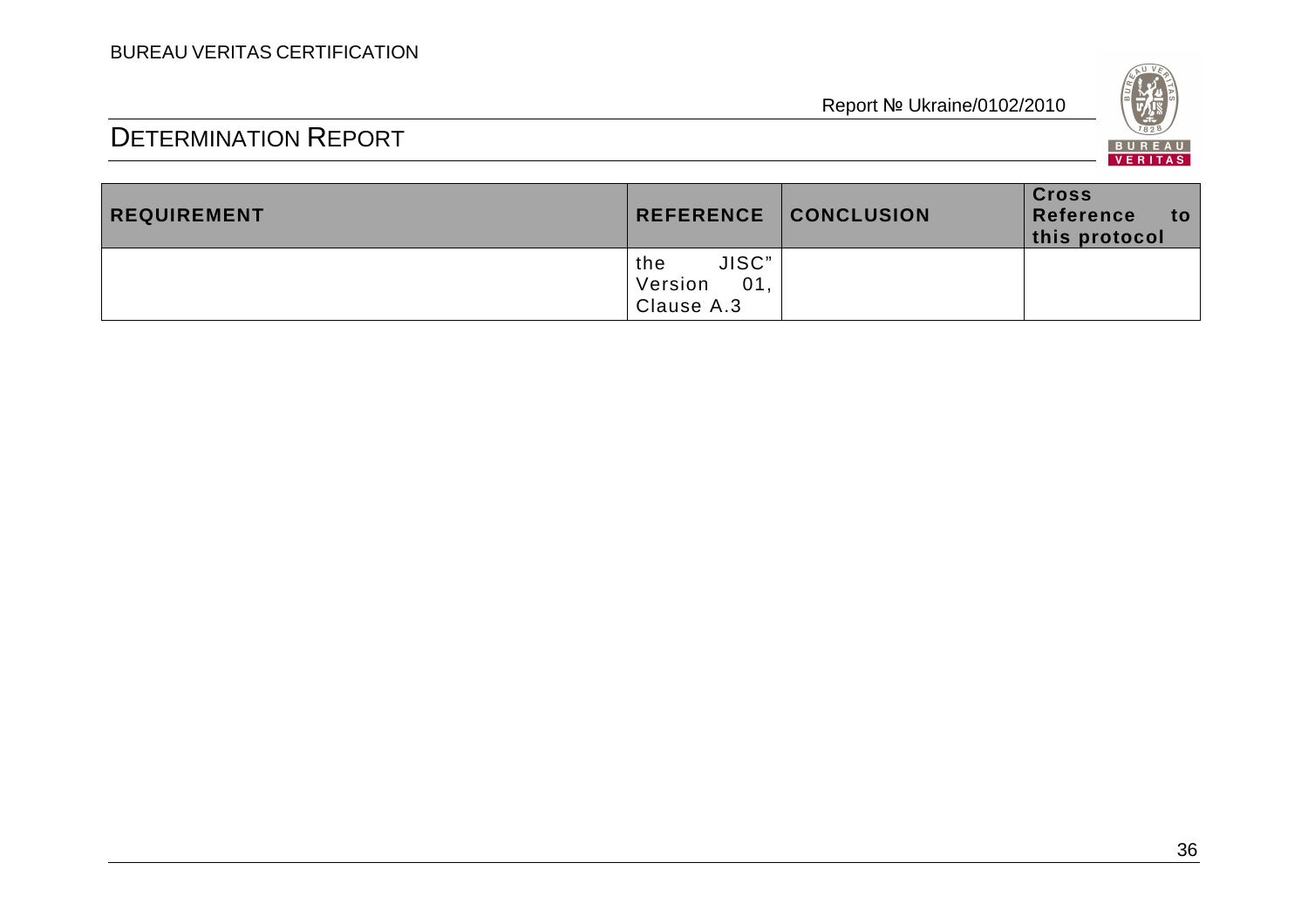| REQUIREMENT | REFERENCE | CONCLUSION | Cross Reference to this protocol |
|---|---|---|---|
| | the JISC" Version 01, Clause A.3 | | |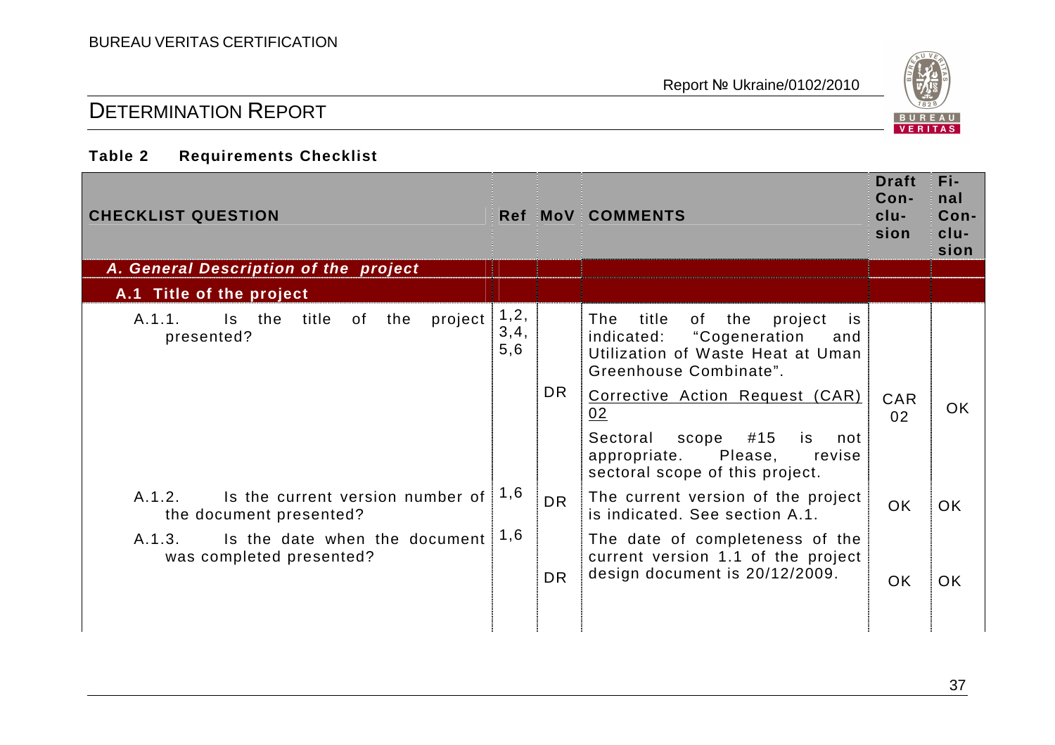# DETERMINATION REPORT

**Table 2 Requirements Checklist**

| CHECKLIST QUESTION | Ref | MoV | COMMENTS | Draft Conclusion | Final Conclusion |
|---|---|---|---|---|---|
| ***A. General Description of the project*** | | | | | |
| **A.1 Title of the project** | | | | | |
| A.1.1. Is the title of the project presented? | 1,2, 3,4, 5,6 | DR | The title of the project is indicated: "Cogeneration and Utilization of Waste Heat at Uman Greenhouse Combinate". <br> Corrective Action Request (CAR) 02 <br> Sectoral scope #15 is not appropriate. Please, revise sectoral scope of this project. | CAR 02 | OK |
| A.1.2. Is the current version number of the document presented? | 1,6 | DR | The current version of the project is indicated. See section A.1. | OK | OK |
| A.1.3. Is the date when the document was completed presented? | 1,6 | DR | The date of completeness of the current version 1.1 of the project design document is 20/12/2009. | OK | OK |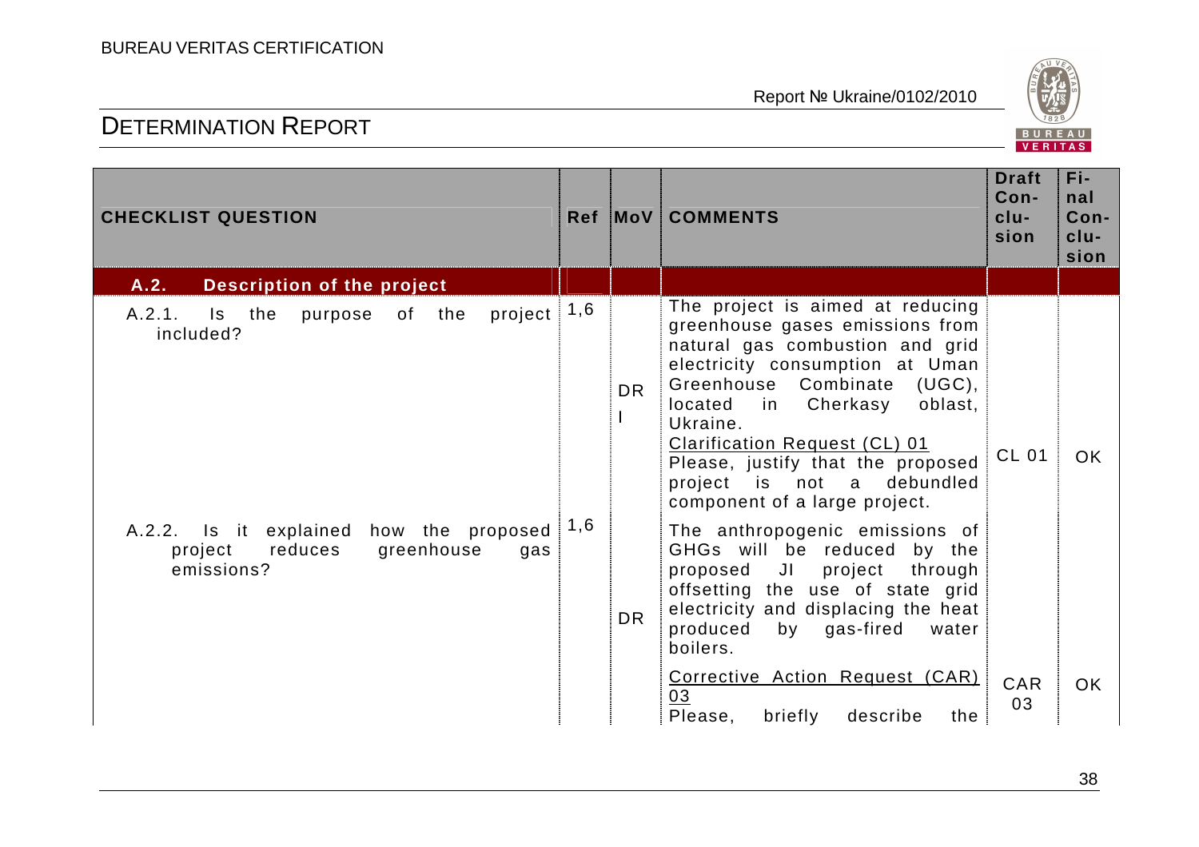| CHECKLIST QUESTION | Ref | MoV | COMMENTS | Draft Conclusion | Final Conclusion |
|---|---|---|---|---|---|
| **A.2. Description of the project** | | | | | |
| A.2.1. Is the purpose of the project included? | 1,6 | DR I | The project is aimed at reducing greenhouse gases emissions from natural gas combustion and grid electricity consumption at Uman Greenhouse Combinate (UGC), located in Cherkasy oblast, Ukraine. <br> Clarification Request (CL) 01 <br> Please, justify that the proposed project is not a debundled component of a large project. | CL 01 | OK |
| A.2.2. Is it explained how the proposed project reduces greenhouse gas emissions? | 1,6 | DR | The anthropogenic emissions of GHGs will be reduced by the proposed JI project through offsetting the use of state grid electricity and displacing the heat produced by gas-fired water boilers. <br> Corrective Action Request (CAR) 03 <br> Please, briefly describe the | CAR 03 | OK |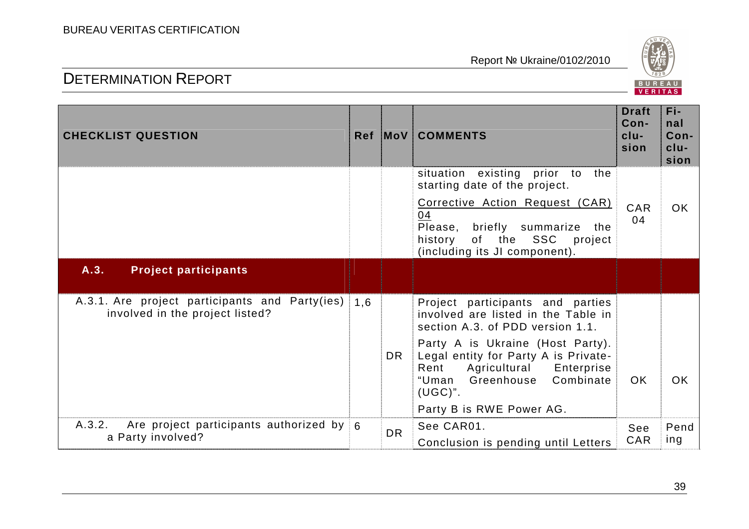| CHECKLIST QUESTION | Ref | MoV | COMMENTS | Draft Conclusion | Final Conclusion |
|---|---|---|---|---|---|
| | | | situation existing prior to the starting date of the project. | | |
| | | | Corrective Action Request (CAR) 04<br>Please, briefly summarize the history of the SSC project (including its JI component). | CAR 04 | OK |
| **A.3. Project participants** | | | | | |
| A.3.1. Are project participants and Party(ies) involved in the project listed? | 1,6 | DR | Project participants and parties involved are listed in the Table in section A.3. of PDD version 1.1.<br>Party A is Ukraine (Host Party). Legal entity for Party A is Private-Rent Agricultural Enterprise "Uman Greenhouse Combinate (UGC)".<br>Party B is RWE Power AG. | OK | OK |
| A.3.2. Are project participants authorized by a Party involved? | 6 | DR | See CAR01.<br>Conclusion is pending until Letters | See CAR | Pending |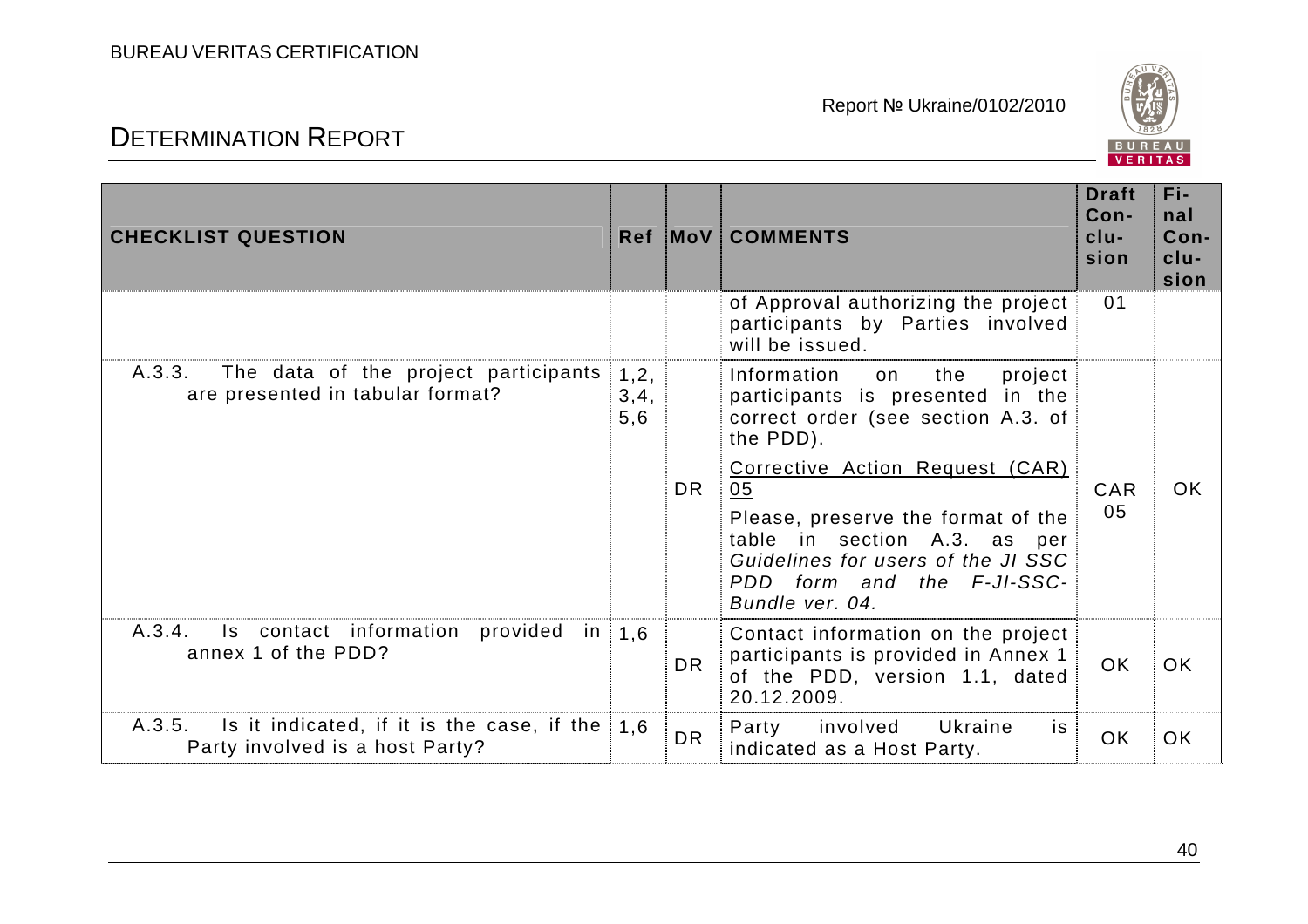| CHECKLIST QUESTION | Ref | MoV | COMMENTS | Draft Conclusion | Final Conclusion |
|---|---|---|---|---|---|
| | | | of Approval authorizing the project participants by Parties involved will be issued. | 01 | |
| A.3.3. The data of the project participants are presented in tabular format? | 1,2, 3,4, 5,6 | DR | Information on the project participants is presented in the correct order (see section A.3. of the PDD).<br><br>Corrective Action Request (CAR) 05<br><br>Please, preserve the format of the table in section A.3. as per *Guidelines for users of the JI SSC PDD form and the F-JI-SSC-Bundle ver. 04.* | CAR 05 | OK |
| A.3.4. Is contact information provided in annex 1 of the PDD? | 1,6 | DR | Contact information on the project participants is provided in Annex 1 of the PDD, version 1.1, dated 20.12.2009. | OK | OK |
| A.3.5. Is it indicated, if it is the case, if the Party involved is a host Party? | 1,6 | DR | Party involved Ukraine is indicated as a Host Party. | OK | OK |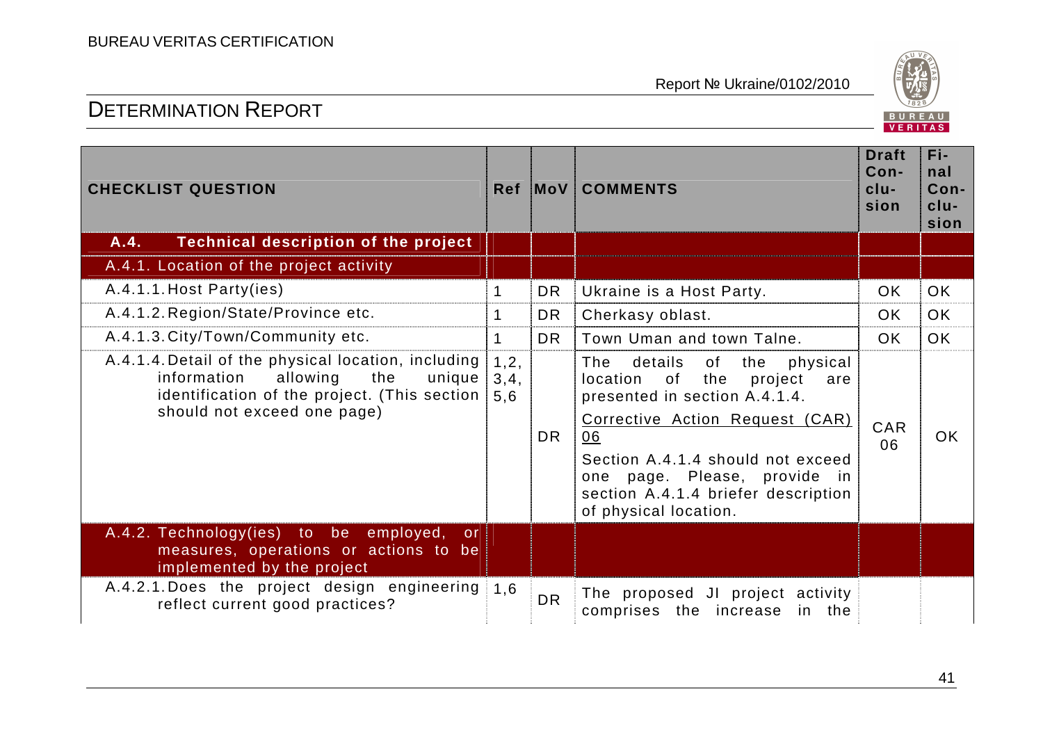| CHECKLIST QUESTION | Ref | MoV | COMMENTS | Draft Conclusion | Final Conclusion |
|---|---|---|---|---|---|
| **A.4. Technical description of the project** | | | | | |
| A.4.1. Location of the project activity | | | | | |
| A.4.1.1. Host Party(ies) | 1 | DR | Ukraine is a Host Party. | OK | OK |
| A.4.1.2. Region/State/Province etc. | 1 | DR | Cherkasy oblast. | OK | OK |
| A.4.1.3. City/Town/Community etc. | 1 | DR | Town Uman and town Talne. | OK | OK |
| A.4.1.4. Detail of the physical location, including information allowing the unique identification of the project. (This section should not exceed one page) | 1,2, 3,4, 5,6 | DR | The details of the physical location of the project are presented in section A.4.1.4.<br><br><u>Corrective Action Request (CAR) 06</u><br><br>Section A.4.1.4 should not exceed one page. Please, provide in section A.4.1.4 briefer description of physical location. | CAR 06 | OK |
| A.4.2. Technology(ies) to be employed, or measures, operations or actions to be implemented by the project | | | | | |
| A.4.2.1. Does the project design engineering reflect current good practices? | 1,6 | DR | The proposed JI project activity comprises the increase in the | | |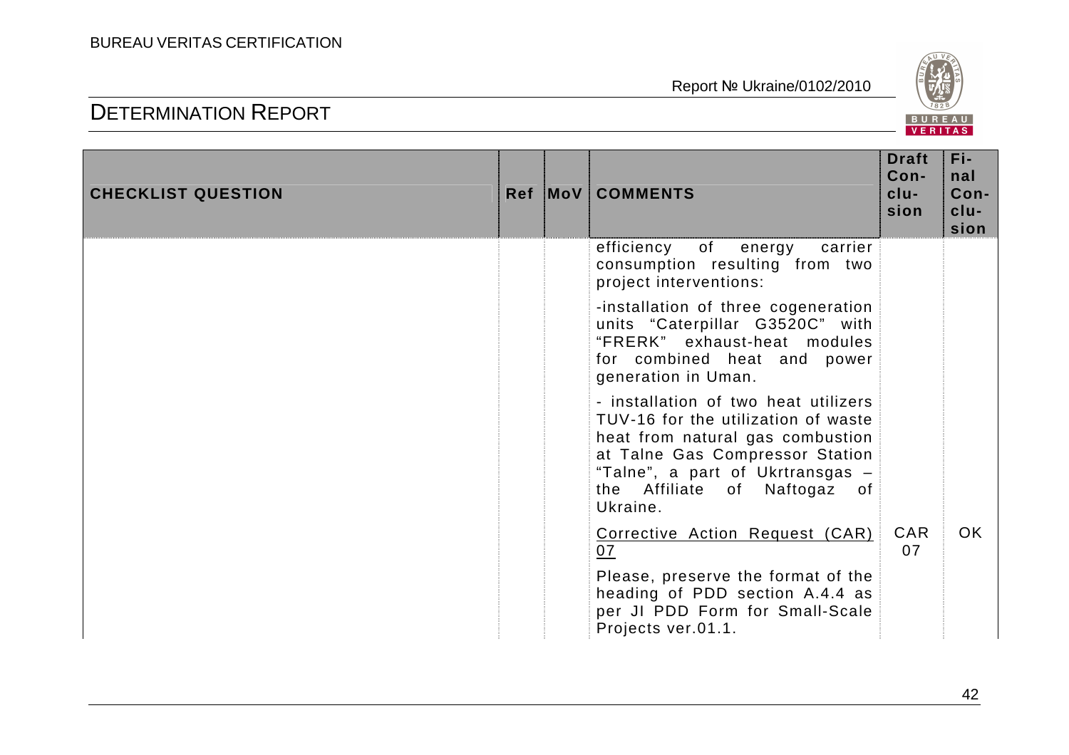| CHECKLIST QUESTION | Ref | MoV | COMMENTS | Draft Conclusion | Final Conclusion |
|---|---|---|---|---|---|
| | | | efficiency of energy carrier consumption resulting from two project interventions:<br><br>-installation of three cogeneration units "Caterpillar G3520C" with "FRERK" exhaust-heat modules for combined heat and power generation in Uman.<br><br>- installation of two heat utilizers TUV-16 for the utilization of waste heat from natural gas combustion at Talne Gas Compressor Station "Talne", a part of Ukrtransgas – the Affiliate of Naftogaz of Ukraine. | | |
| | | | Corrective Action Request (CAR) 07<br><br>Please, preserve the format of the heading of PDD section A.4.4 as per JI PDD Form for Small-Scale Projects ver.01.1. | CAR 07 | OK |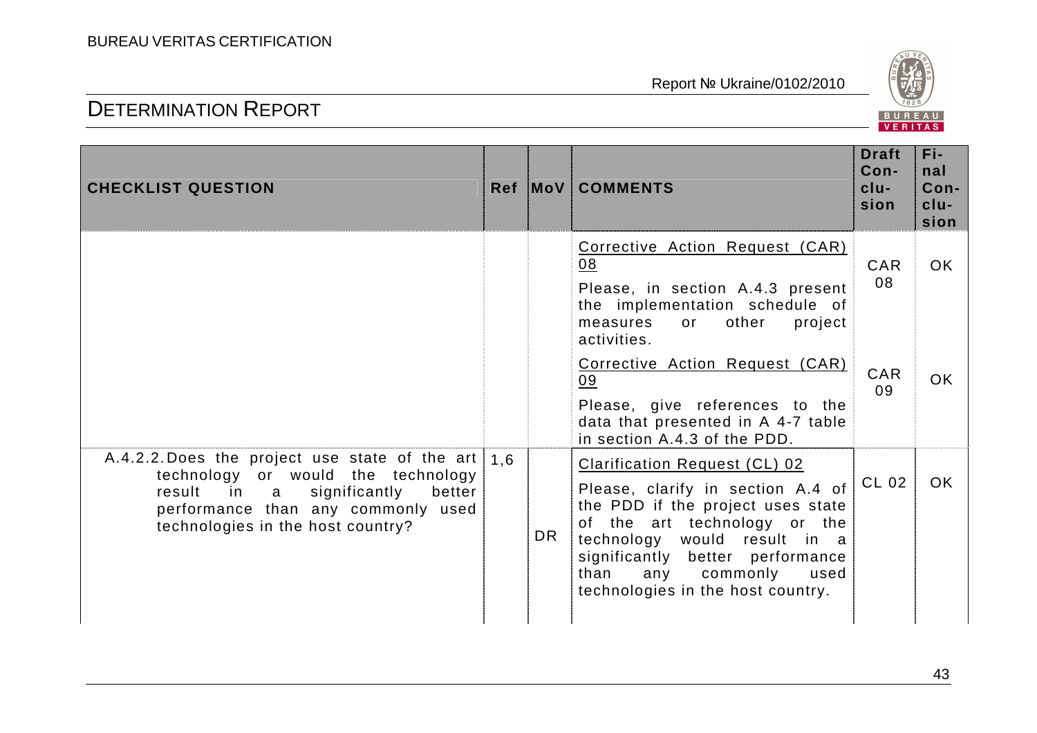| CHECKLIST QUESTION | Ref | MoV | COMMENTS | Draft Conclusion | Final Conclusion |
|---|---|---|---|---|---|
| | | | Corrective Action Request (CAR) 08<br>Please, in section A.4.3 present the implementation schedule of measures or other project activities. | CAR 08 | OK |
| | | | Corrective Action Request (CAR) 09<br>Please, give references to the data that presented in A 4-7 table in section A.4.3 of the PDD. | CAR 09 | OK |
| A.4.2.2. Does the project use state of the art technology or would the technology result in a significantly better performance than any commonly used technologies in the host country? | 1,6 | DR | Clarification Request (CL) 02<br>Please, clarify in section A.4 of the PDD if the project uses state of the art technology or the technology would result in a significantly better performance than any commonly used technologies in the host country. | CL 02 | OK |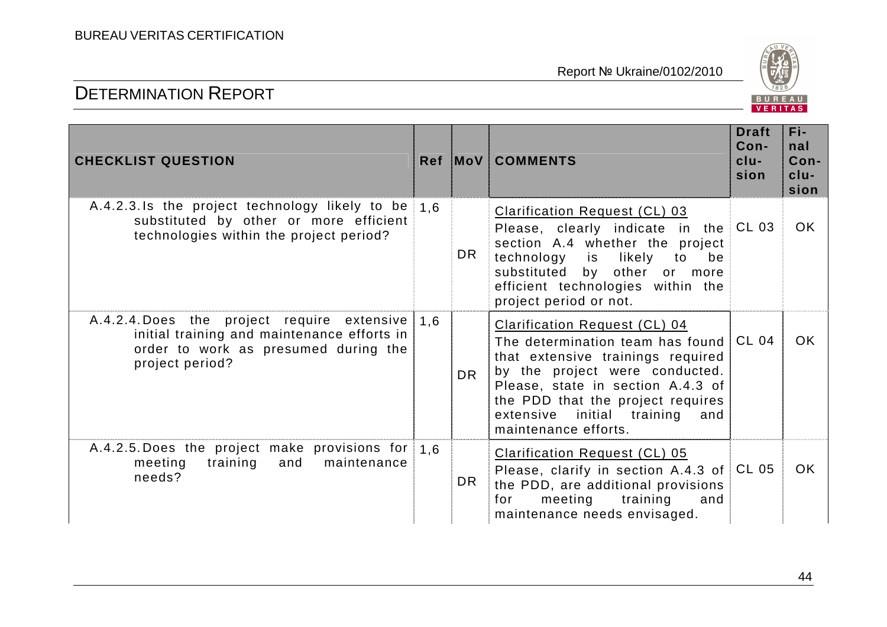| CHECKLIST QUESTION | Ref | MoV | COMMENTS | Draft Conclusion | Final Conclusion |
|---|---|---|---|---|---|
| A.4.2.3. Is the project technology likely to be substituted by other or more efficient technologies within the project period? | 1,6 | DR | Clarification Request (CL) 03<br>Please, clearly indicate in the section A.4 whether the project technology is likely to be substituted by other or more efficient technologies within the project period or not. | CL 03 | OK |
| A.4.2.4. Does the project require extensive initial training and maintenance efforts in order to work as presumed during the project period? | 1,6 | DR | Clarification Request (CL) 04<br>The determination team has found that extensive trainings required by the project were conducted. Please, state in section A.4.3 of the PDD that the project requires extensive initial training and maintenance efforts. | CL 04 | OK |
| A.4.2.5. Does the project make provisions for meeting training and maintenance needs? | 1,6 | DR | Clarification Request (CL) 05<br>Please, clarify in section A.4.3 of the PDD, are additional provisions for meeting training and maintenance needs envisaged. | CL 05 | OK |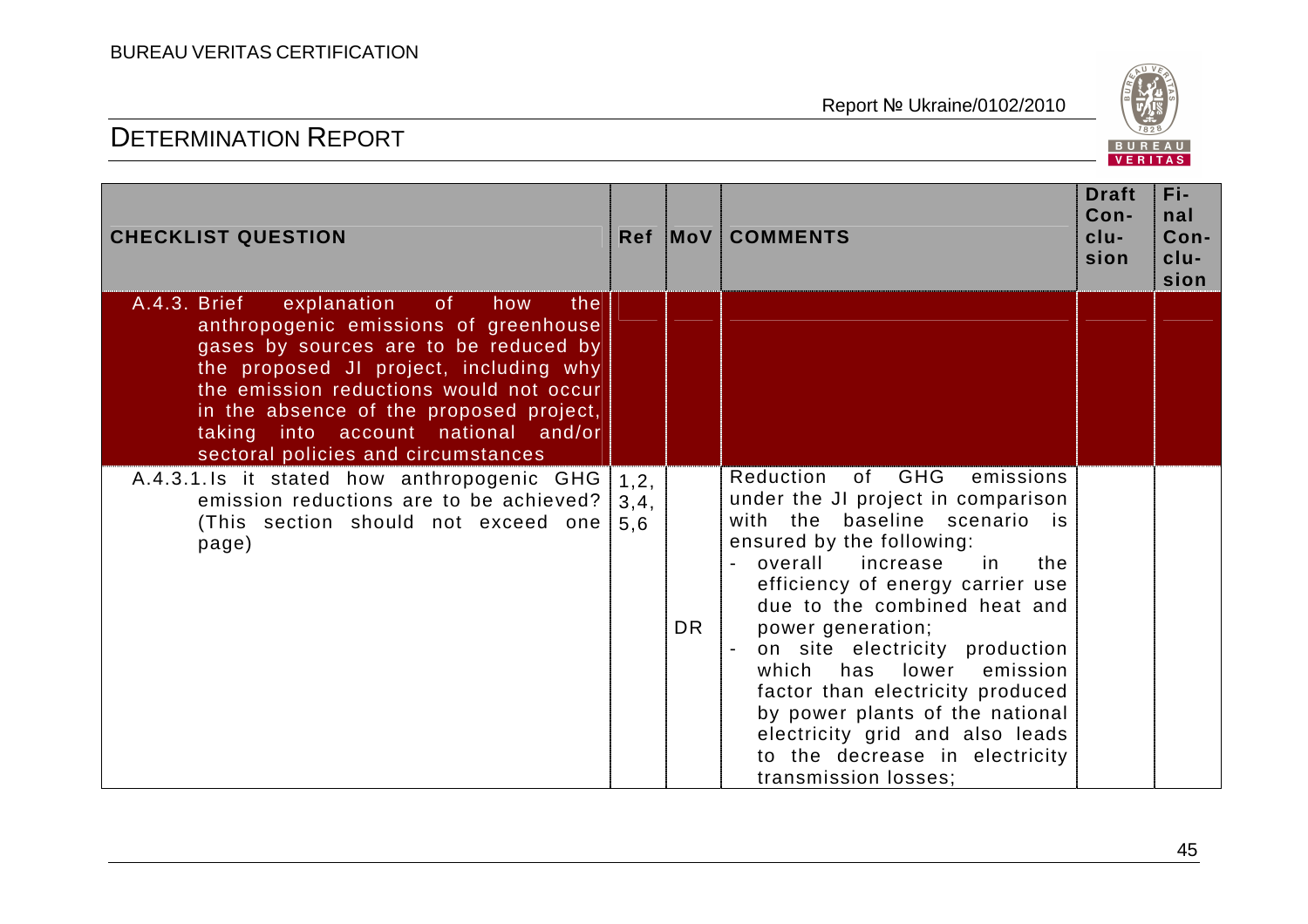| CHECKLIST QUESTION | Ref | MoV | COMMENTS | Draft Conclusion | Final Conclusion |
|---|---|---|---|---|---|
| A.4.3. Brief explanation of how the anthropogenic emissions of greenhouse gases by sources are to be reduced by the proposed JI project, including why the emission reductions would not occur in the absence of the proposed project, taking into account national and/or sectoral policies and circumstances | | | | | |
| A.4.3.1. Is it stated how anthropogenic GHG emission reductions are to be achieved? (This section should not exceed one page) | 1,2, 3,4, 5,6 | DR | Reduction of GHG emissions under the JI project in comparison with the baseline scenario is ensured by the following:<br>- overall increase in the efficiency of energy carrier use due to the combined heat and power generation;<br>- on site electricity production which has lower emission factor than electricity produced by power plants of the national electricity grid and also leads to the decrease in electricity transmission losses; | | |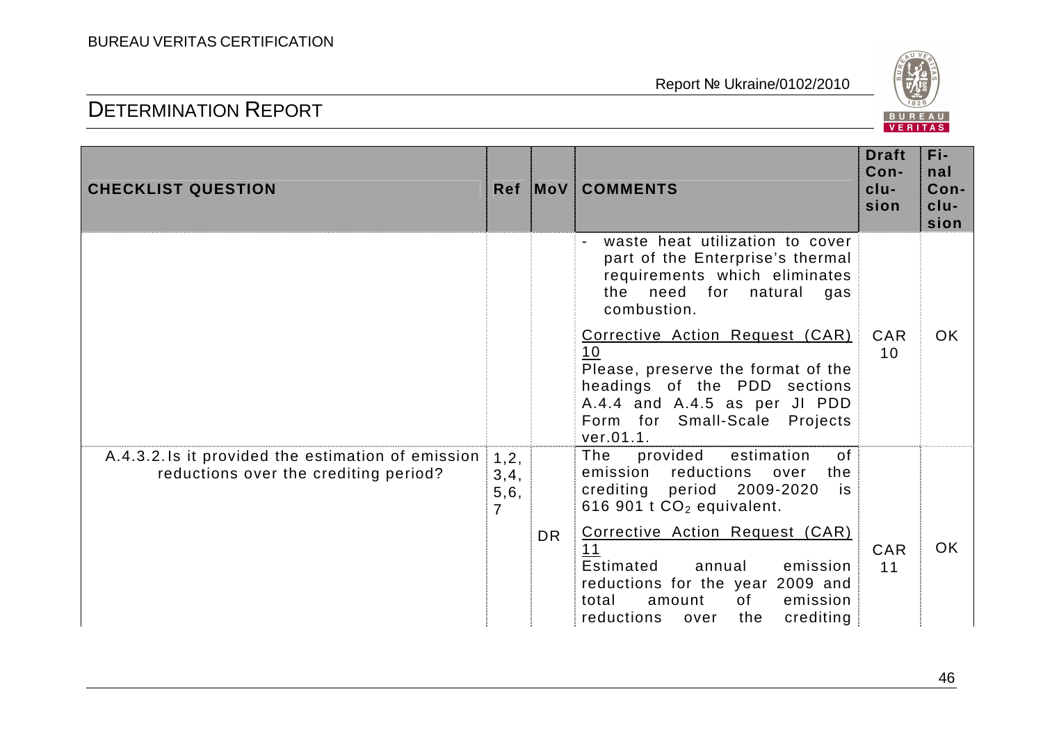| CHECKLIST QUESTION | Ref | MoV | COMMENTS | Draft Conclusion | Final Conclusion |
|---|---|---|---|---|---|
| | | | - waste heat utilization to cover part of the Enterprise's thermal requirements which eliminates the need for natural gas combustion. | | |
| | | | Corrective Action Request (CAR) 10<br>Please, preserve the format of the headings of the PDD sections A.4.4 and A.4.5 as per JI PDD Form for Small-Scale Projects ver.01.1. | CAR 10 | OK |
| A.4.3.2. Is it provided the estimation of emission reductions over the crediting period? | 1,2, 3,4, 5,6, 7 | | The provided estimation of emission reductions over the crediting period 2009-2020 is 616 901 t $CO_2$ equivalent. | | |
| | | DR | Corrective Action Request (CAR) 11<br>Estimated annual emission reductions for the year 2009 and total amount of emission reductions over the crediting | CAR 11 | OK |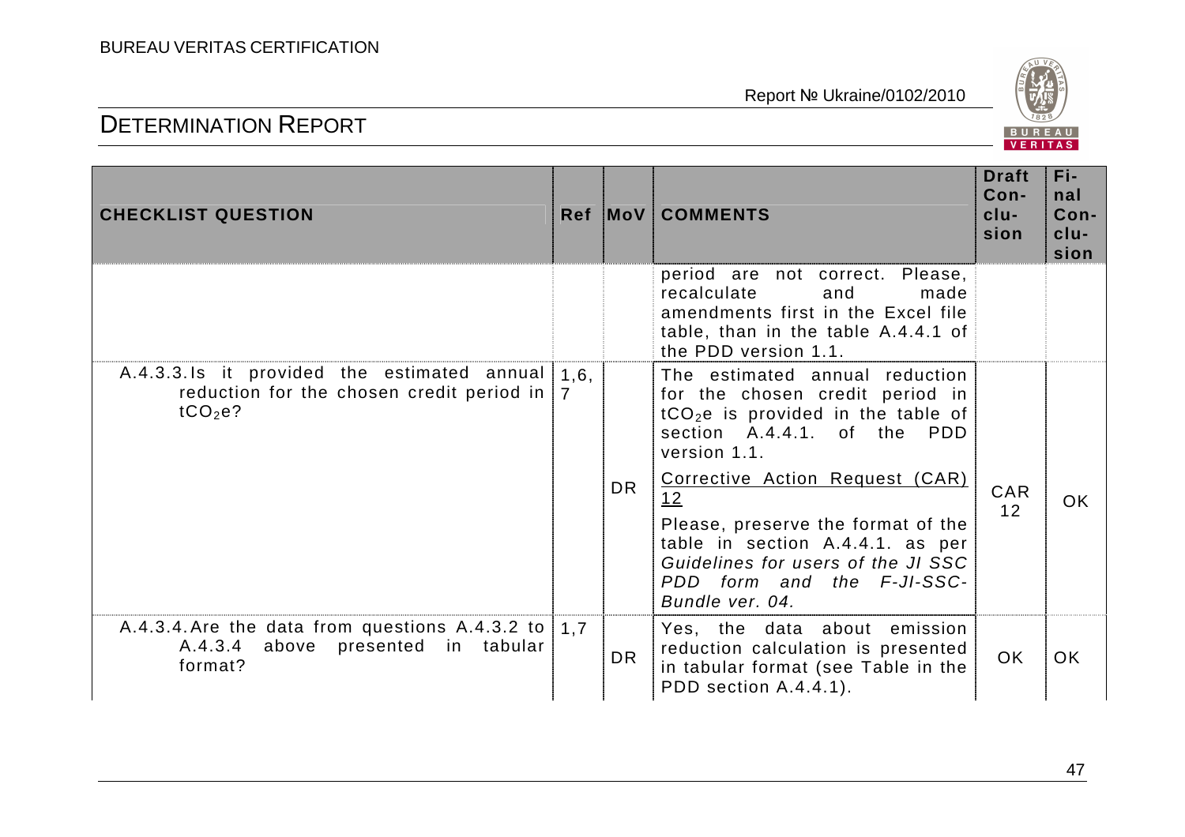| CHECKLIST QUESTION | Ref | MoV | COMMENTS | Draft Conclusion | Final Conclusion |
|---|---|---|---|---|---|
| | | | period are not correct. Please, recalculate and made amendments first in the Excel file table, than in the table A.4.4.1 of the PDD version 1.1. | | |
| A.4.3.3. Is it provided the estimated annual reduction for the chosen credit period in $tCO_2e$? | 1,6, 7 | DR | The estimated annual reduction for the chosen credit period in $tCO_2e$ is provided in the table of section A.4.4.1. of the PDD version 1.1.<br><br><u>Corrective Action Request (CAR) 12</u><br><br>Please, preserve the format of the table in section A.4.4.1. as per *Guidelines for users of the JI SSC PDD form and the F-JI-SSC-Bundle ver. 04.* | CAR 12 | OK |
| A.4.3.4. Are the data from questions A.4.3.2 to A.4.3.4 above presented in tabular format? | 1,7 | DR | Yes, the data about emission reduction calculation is presented in tabular format (see Table in the PDD section A.4.4.1). | OK | OK |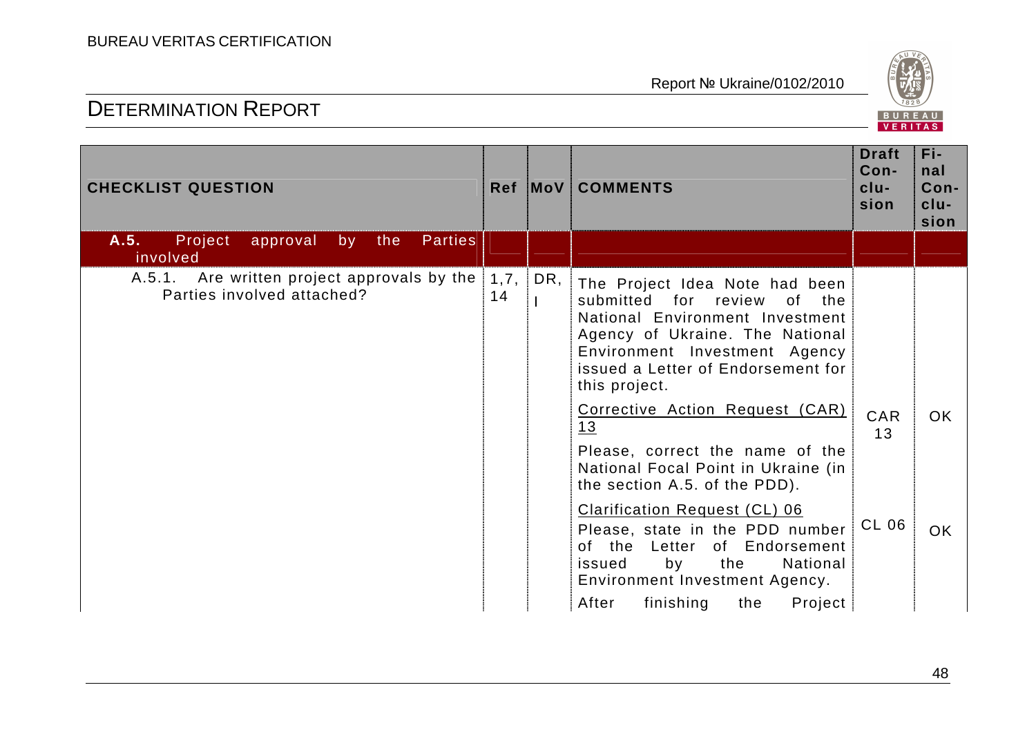# DETERMINATION REPORT

Report № Ukraine/0102/2010

| CHECKLIST QUESTION | Ref | MoV | COMMENTS | Draft Conclusion | Final Conclusion |
|---|---|---|---|---|---|
| **A.5.** Project approval by the Parties involved | | | | | |
| A.5.1. Are written project approvals by the Parties involved attached? | 1,7, 14 | DR, I | The Project Idea Note had been submitted for review of the National Environment Investment Agency of Ukraine. The National Environment Investment Agency issued a Letter of Endorsement for this project. | | |
| | | | Corrective Action Request (CAR) 13<br>Please, correct the name of the National Focal Point in Ukraine (in the section A.5. of the PDD). | CAR 13 | OK |
| | | | Clarification Request (CL) 06<br>Please, state in the PDD number of the Letter of Endorsement issued by the National Environment Investment Agency. | CL 06 | OK |
| | | | After finishing the Project | | |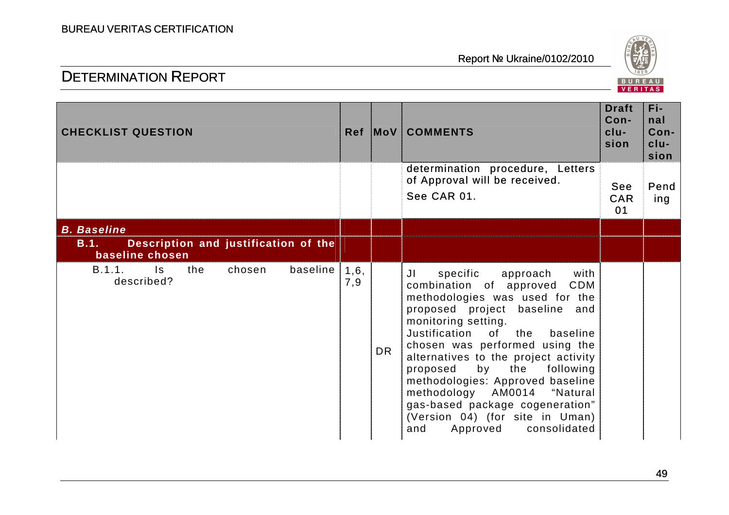| CHECKLIST QUESTION | Ref | MoV | COMMENTS | Draft Conclusion | Final Conclusion |
|---|---|---|---|---|---|
| | | | determination procedure, Letters of Approval will be received.<br>See CAR 01. | See CAR 01 | Pending |
| ***B. Baseline*** | | | | | |
| **B.1. Description and justification of the baseline chosen** | | | | | |
| B.1.1. Is the chosen baseline described? | 1,6, 7,9 | DR | JI specific approach with combination of approved CDM methodologies was used for the proposed project baseline and monitoring setting.<br>Justification of the baseline chosen was performed using the alternatives to the project activity proposed by the following methodologies: Approved baseline methodology AM0014 "Natural gas-based package cogeneration" (Version 04) (for site in Uman) and Approved consolidated | | |